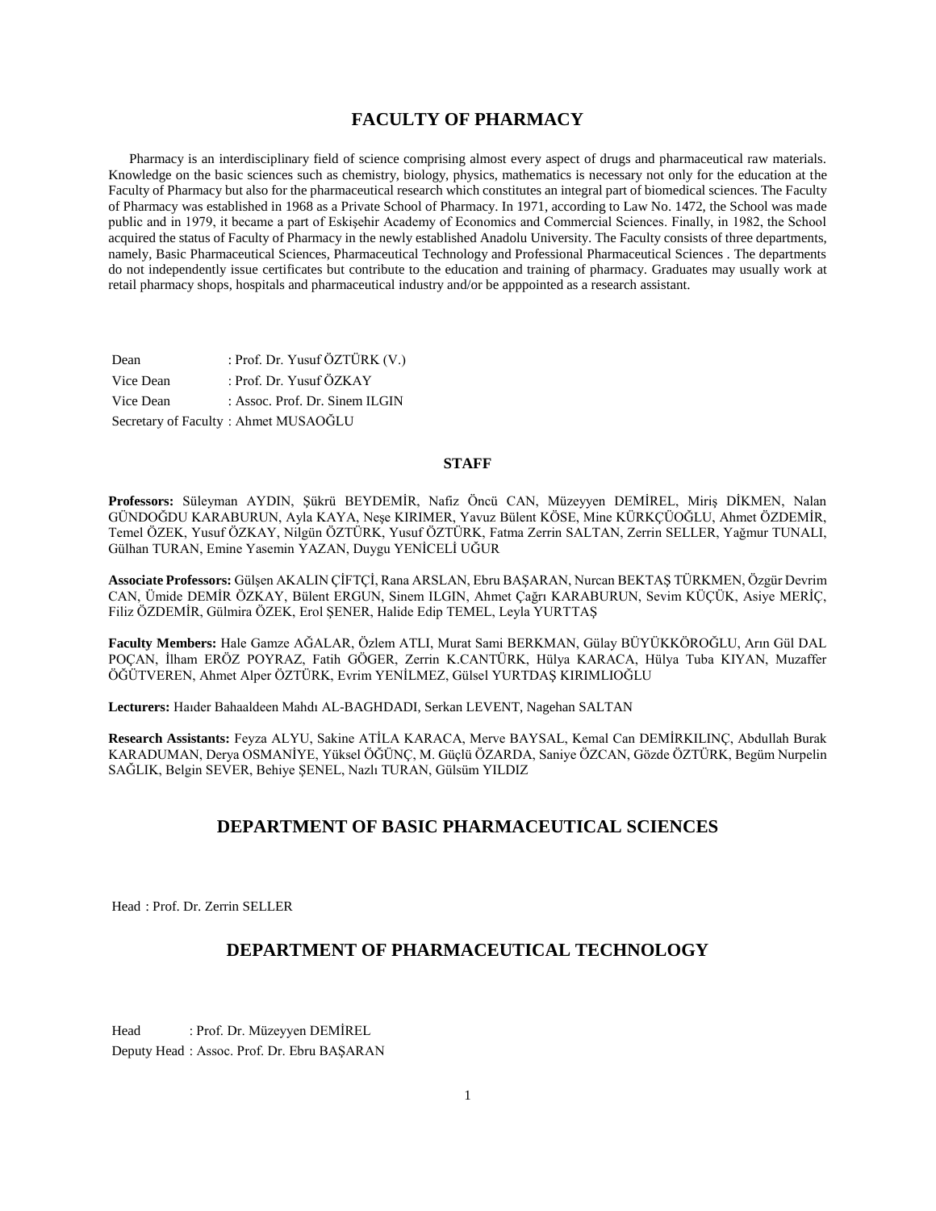# FACULTY OF PHARMACY

Pharmacy is an interdisciplinary field of science comprising almost every aspect of drugs and pharmaceutical raw materials. Knowledge on the basic sciences such as chemistry, biology, physics, mathematics is necessary not only for the education at the Faculty of Pharmacy but also for the pharmaceutical research which constitutes an integral part of biomedical sciences. The Faculty of Pharmacy was established in 1968 as a Private School of Pharmacy. In 1971, according to Law No. 1472, the School was made public and in 1979, it became a part of Eskişehir Academy of Economics and Commercial Sciences. Finally, in 1982, the School acquired the status of Faculty of Pharmacy in the newly established Anadolu University. The Faculty consists of three departments, namely, Basic Pharmaceutical Sciences, Pharmaceutical Technology and Professional Pharmaceutical Sciences . The departments do not independently issue certificates but contribute to the education and training of pharmacy. Graduates may usually work at retail pharmacy shops, hospitals and pharmaceutical industry and/or be apppointed as a research assistant.

Dean : Prof. Dr. Yusuf ÖZTÜRK (V.)
Vice Dean : Prof. Dr. Yusuf ÖZKAY
Vice Dean : Assoc. Prof. Dr. Sinem ILGIN
Secretary of Faculty : Ahmet MUSAOĞLU

### STAFF

**Professors:** Süleyman AYDIN, Şükrü BEYDEMİR, Nafiz Öncü CAN, Müzeyyen DEMİREL, Miriş DİKMEN, Nalan GÜNDOĞDU KARABURUN, Ayla KAYA, Neşe KIRIMER, Yavuz Bülent KÖSE, Mine KÜRKÇÜOĞLU, Ahmet ÖZDEMİR, Temel ÖZEK, Yusuf ÖZKAY, Nilgün ÖZTÜRK, Yusuf ÖZTÜRK, Fatma Zerrin SALTAN, Zerrin SELLER, Yağmur TUNALI, Gülhan TURAN, Emine Yasemin YAZAN, Duygu YENİCELİ UĞUR

**Associate Professors:** Gülşen AKALIN ÇİFTÇİ, Rana ARSLAN, Ebru BAŞARAN, Nurcan BEKTAŞ TÜRKMEN, Özgür Devrim CAN, Ümide DEMİR ÖZKAY, Bülent ERGUN, Sinem ILGIN, Ahmet Çağrı KARABURUN, Sevim KÜÇÜK, Asiye MERİÇ, Filiz ÖZDEMİR, Gülmira ÖZEK, Erol ŞENER, Halide Edip TEMEL, Leyla YURTTAŞ

**Faculty Members:** Hale Gamze AĞALAR, Özlem ATLI, Murat Sami BERKMAN, Gülay BÜYÜKKÖROĞLU, Arın Gül DAL POÇAN, İlham ERÖZ POYRAZ, Fatih GÖGER, Zerrin K.CANTÜRK, Hülya KARACA, Hülya Tuba KIYAN, Muzaffer ÖĞÜTVEREN, Ahmet Alper ÖZTÜRK, Evrim YENİLMEZ, Gülsel YURTDAŞ KIRIMLIOĞLU

**Lecturers:** Haıder Bahaaldeen Mahdı AL-BAGHDADI, Serkan LEVENT, Nagehan SALTAN

**Research Assistants:** Feyza ALYU, Sakine ATİLA KARACA, Merve BAYSAL, Kemal Can DEMİRKILINÇ, Abdullah Burak KARADUMAN, Derya OSMANİYE, Yüksel ÖĞÜNÇ, M. Güçlü ÖZARDA, Saniye ÖZCAN, Gözde ÖZTÜRK, Begüm Nurpelin SAĞLIK, Belgin SEVER, Behiye ŞENEL, Nazlı TURAN, Gülsüm YILDIZ

## DEPARTMENT OF BASIC PHARMACEUTICAL SCIENCES

Head : Prof. Dr. Zerrin SELLER

## DEPARTMENT OF PHARMACEUTICAL TECHNOLOGY

Head : Prof. Dr. Müzeyyen DEMİREL
Deputy Head : Assoc. Prof. Dr. Ebru BAŞARAN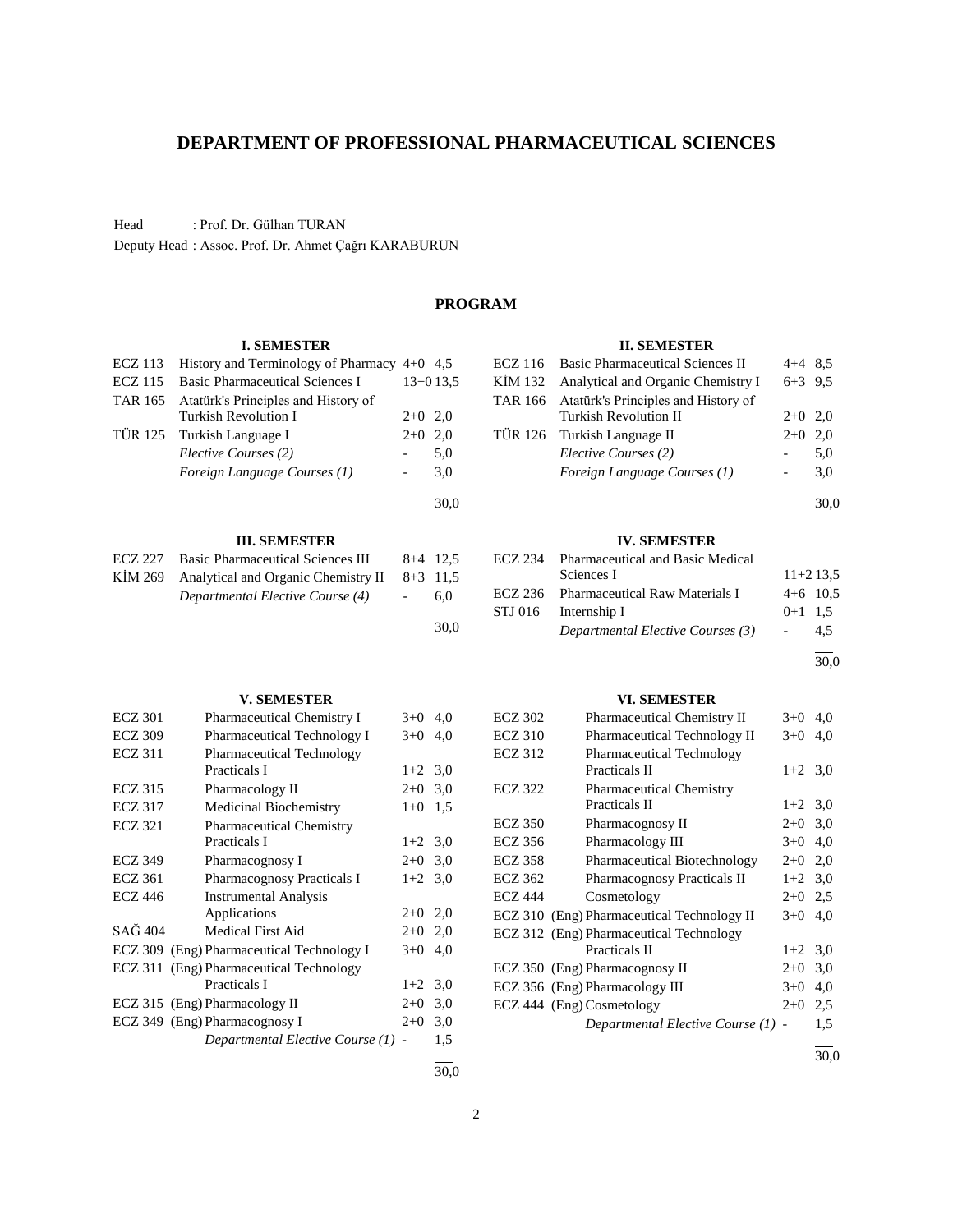# DEPARTMENT OF PROFESSIONAL PHARMACEUTICAL SCIENCES

Head : Prof. Dr. Gülhan TURAN

Deputy Head : Assoc. Prof. Dr. Ahmet Çağrı KARABURUN

## PROGRAM

### I. SEMESTER

| Code | Course | Hours | Credits |
|---|---|---|---|
| ECZ 113 | History and Terminology of Pharmacy | 4+0 | 4,5 |
| ECZ 115 | Basic Pharmaceutical Sciences I | 13+0 | 13,5 |
| TAR 165 | Atatürk's Principles and History of Turkish Revolution I | 2+0 | 2,0 |
| TÜR 125 | Turkish Language I | 2+0 | 2,0 |
| | *Elective Courses (2)* | - | 5,0 |
| | *Foreign Language Courses (1)* | - | 3,0 |
| | | | 30,0 |

### II. SEMESTER

| Code | Course | Hours | Credits |
|---|---|---|---|
| ECZ 116 | Basic Pharmaceutical Sciences II | 4+4 | 8,5 |
| KİM 132 | Analytical and Organic Chemistry I | 6+3 | 9,5 |
| TAR 166 | Atatürk's Principles and History of Turkish Revolution II | 2+0 | 2,0 |
| TÜR 126 | Turkish Language II | 2+0 | 2,0 |
| | *Elective Courses (2)* | - | 5,0 |
| | *Foreign Language Courses (1)* | - | 3,0 |
| | | | 30,0 |

### III. SEMESTER

| Code | Course | Hours | Credits |
|---|---|---|---|
| ECZ 227 | Basic Pharmaceutical Sciences III | 8+4 | 12,5 |
| KİM 269 | Analytical and Organic Chemistry II | 8+3 | 11,5 |
| | *Departmental Elective Course (4)* | - | 6,0 |
| | | | 30,0 |

### IV. SEMESTER

| Code | Course | Hours | Credits |
|---|---|---|---|
| ECZ 234 | Pharmaceutical and Basic Medical Sciences I | 11+2 | 13,5 |
| ECZ 236 | Pharmaceutical Raw Materials I | 4+6 | 10,5 |
| STJ 016 | Internship I | 0+1 | 1,5 |
| | *Departmental Elective Courses (3)* | - | 4,5 |
| | | | 30,0 |

### V. SEMESTER

| Code | Course | Hours | Credits |
|---|---|---|---|
| ECZ 301 | Pharmaceutical Chemistry I | 3+0 | 4,0 |
| ECZ 309 | Pharmaceutical Technology I | 3+0 | 4,0 |
| ECZ 311 | Pharmaceutical Technology Practicals I | 1+2 | 3,0 |
| ECZ 315 | Pharmacology II | 2+0 | 3,0 |
| ECZ 317 | Medicinal Biochemistry | 1+0 | 1,5 |
| ECZ 321 | Pharmaceutical Chemistry Practicals I | 1+2 | 3,0 |
| ECZ 349 | Pharmacognosy I | 2+0 | 3,0 |
| ECZ 361 | Pharmacognosy Practicals I | 1+2 | 3,0 |
| ECZ 446 | Instrumental Analysis Applications | 2+0 | 2,0 |
| SAĞ 404 | Medical First Aid | 2+0 | 2,0 |
| ECZ 309 | (Eng) Pharmaceutical Technology I | 3+0 | 4,0 |
| ECZ 311 | (Eng) Pharmaceutical Technology Practicals I | 1+2 | 3,0 |
| ECZ 315 | (Eng) Pharmacology II | 2+0 | 3,0 |
| ECZ 349 | (Eng) Pharmacognosy I | 2+0 | 3,0 |
| | *Departmental Elective Course (1)* | - | 1,5 |
| | | | 30,0 |

### VI. SEMESTER

| Code | Course | Hours | Credits |
|---|---|---|---|
| ECZ 302 | Pharmaceutical Chemistry II | 3+0 | 4,0 |
| ECZ 310 | Pharmaceutical Technology II | 3+0 | 4,0 |
| ECZ 312 | Pharmaceutical Technology Practicals II | 1+2 | 3,0 |
| ECZ 322 | Pharmaceutical Chemistry Practicals II | 1+2 | 3,0 |
| ECZ 350 | Pharmacognosy II | 2+0 | 3,0 |
| ECZ 356 | Pharmacology III | 3+0 | 4,0 |
| ECZ 358 | Pharmaceutical Biotechnology | 2+0 | 2,0 |
| ECZ 362 | Pharmacognosy Practicals II | 1+2 | 3,0 |
| ECZ 444 | Cosmetology | 2+0 | 2,5 |
| ECZ 310 | (Eng) Pharmaceutical Technology II | 3+0 | 4,0 |
| ECZ 312 | (Eng) Pharmaceutical Technology Practicals II | 1+2 | 3,0 |
| ECZ 350 | (Eng) Pharmacognosy II | 2+0 | 3,0 |
| ECZ 356 | (Eng) Pharmacology III | 3+0 | 4,0 |
| ECZ 444 | (Eng) Cosmetology | 2+0 | 2,5 |
| | *Departmental Elective Course (1)* | - | 1,5 |
| | | | 30,0 |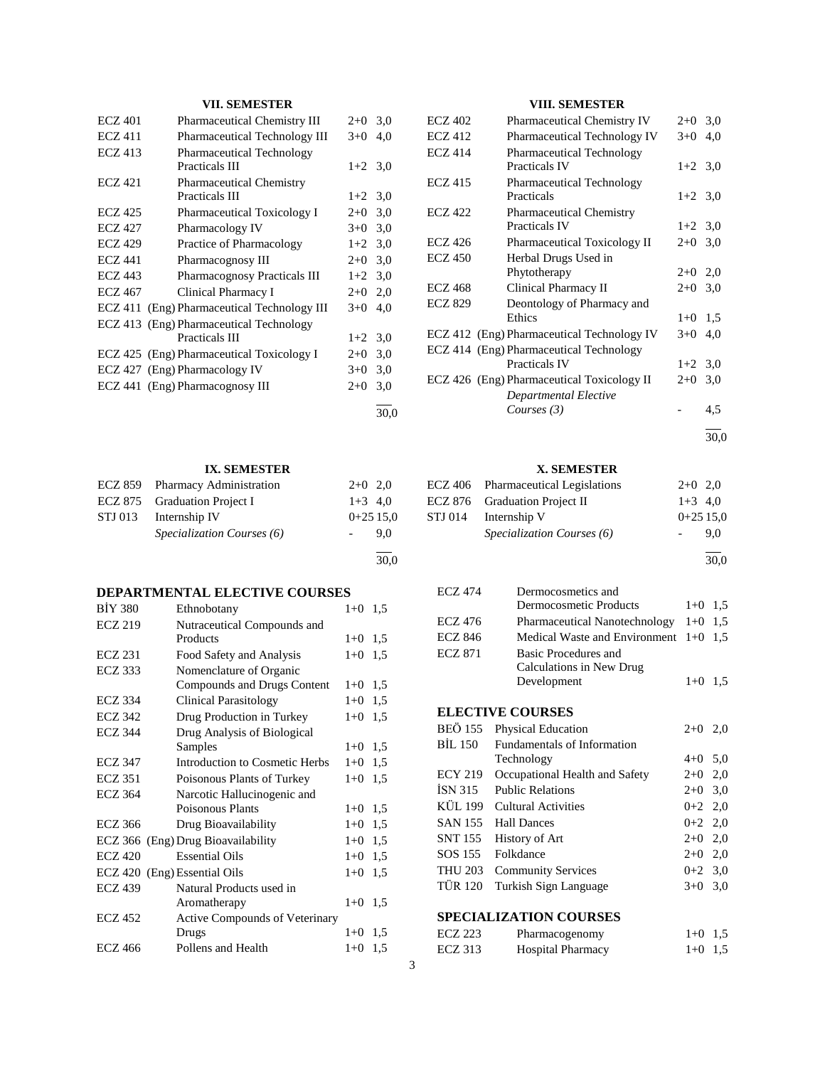### VII. SEMESTER

| | | | |
|---|---|---|---|
| ECZ 401 | Pharmaceutical Chemistry III | 2+0 | 3,0 |
| ECZ 411 | Pharmaceutical Technology III | 3+0 | 4,0 |
| ECZ 413 | Pharmaceutical Technology Practicals III | 1+2 | 3,0 |
| ECZ 421 | Pharmaceutical Chemistry Practicals III | 1+2 | 3,0 |
| ECZ 425 | Pharmaceutical Toxicology I | 2+0 | 3,0 |
| ECZ 427 | Pharmacology IV | 3+0 | 3,0 |
| ECZ 429 | Practice of Pharmacology | 1+2 | 3,0 |
| ECZ 441 | Pharmacognosy III | 2+0 | 3,0 |
| ECZ 443 | Pharmacognosy Practicals III | 1+2 | 3,0 |
| ECZ 467 | Clinical Pharmacy I | 2+0 | 2,0 |
| ECZ 411 | (Eng) Pharmaceutical Technology III | 3+0 | 4,0 |
| ECZ 413 | (Eng) Pharmaceutical Technology Practicals III | 1+2 | 3,0 |
| ECZ 425 | (Eng) Pharmaceutical Toxicology I | 2+0 | 3,0 |
| ECZ 427 | (Eng) Pharmacology IV | 3+0 | 3,0 |
| ECZ 441 | (Eng) Pharmacognosy III | 2+0 | 3,0 |
| | | | 30,0 |

### VIII. SEMESTER

| | | | |
|---|---|---|---|
| ECZ 402 | Pharmaceutical Chemistry IV | 2+0 | 3,0 |
| ECZ 412 | Pharmaceutical Technology IV | 3+0 | 4,0 |
| ECZ 414 | Pharmaceutical Technology Practicals IV | 1+2 | 3,0 |
| ECZ 415 | Pharmaceutical Technology Practicals | 1+2 | 3,0 |
| ECZ 422 | Pharmaceutical Chemistry Practicals IV | 1+2 | 3,0 |
| ECZ 426 | Pharmaceutical Toxicology II | 2+0 | 3,0 |
| ECZ 450 | Herbal Drugs Used in Phytotherapy | 2+0 | 2,0 |
| ECZ 468 | Clinical Pharmacy II | 2+0 | 3,0 |
| ECZ 829 | Deontology of Pharmacy and Ethics | 1+0 | 1,5 |
| ECZ 412 | (Eng) Pharmaceutical Technology IV | 3+0 | 4,0 |
| ECZ 414 | (Eng) Pharmaceutical Technology Practicals IV | 1+2 | 3,0 |
| ECZ 426 | (Eng) Pharmaceutical Toxicology II | 2+0 | 3,0 |
| | *Departmental Elective Courses (3)* | - | 4,5 |
| | | | 30,0 |

### IX. SEMESTER

| | | | |
|---|---|---|---|
| ECZ 859 | Pharmacy Administration | 2+0 | 2,0 |
| ECZ 875 | Graduation Project I | 1+3 | 4,0 |
| STJ 013 | Internship IV | 0+25 | 15,0 |
| | *Specialization Courses (6)* | - | 9,0 |
| | | | 30,0 |

### X. SEMESTER

| | | | |
|---|---|---|---|
| ECZ 406 | Pharmaceutical Legislations | 2+0 | 2,0 |
| ECZ 876 | Graduation Project II | 1+3 | 4,0 |
| STJ 014 | Internship V | 0+25 | 15,0 |
| | *Specialization Courses (6)* | - | 9,0 |
| | | | 30,0 |

## DEPARTMENTAL ELECTIVE COURSES

| | | | |
|---|---|---|---|
| BİY 380 | Ethnobotany | 1+0 | 1,5 |
| ECZ 219 | Nutraceutical Compounds and Products | 1+0 | 1,5 |
| ECZ 231 | Food Safety and Analysis | 1+0 | 1,5 |
| ECZ 333 | Nomenclature of Organic Compounds and Drugs Content | 1+0 | 1,5 |
| ECZ 334 | Clinical Parasitology | 1+0 | 1,5 |
| ECZ 342 | Drug Production in Turkey | 1+0 | 1,5 |
| ECZ 344 | Drug Analysis of Biological Samples | 1+0 | 1,5 |
| ECZ 347 | Introduction to Cosmetic Herbs | 1+0 | 1,5 |
| ECZ 351 | Poisonous Plants of Turkey | 1+0 | 1,5 |
| ECZ 364 | Narcotic Hallucinogenic and Poisonous Plants | 1+0 | 1,5 |
| ECZ 366 | Drug Bioavailability | 1+0 | 1,5 |
| ECZ 366 | (Eng) Drug Bioavailability | 1+0 | 1,5 |
| ECZ 420 | Essential Oils | 1+0 | 1,5 |
| ECZ 420 | (Eng) Essential Oils | 1+0 | 1,5 |
| ECZ 439 | Natural Products used in Aromatherapy | 1+0 | 1,5 |
| ECZ 452 | Active Compounds of Veterinary Drugs | 1+0 | 1,5 |
| ECZ 466 | Pollens and Health | 1+0 | 1,5 |
| ECZ 474 | Dermocosmetics and Dermocosmetic Products | 1+0 | 1,5 |
| ECZ 476 | Pharmaceutical Nanotechnology | 1+0 | 1,5 |
| ECZ 846 | Medical Waste and Environment | 1+0 | 1,5 |
| ECZ 871 | Basic Procedures and Calculations in New Drug Development | 1+0 | 1,5 |

## ELECTIVE COURSES

| | | | |
|---|---|---|---|
| BEÖ 155 | Physical Education | 2+0 | 2,0 |
| BİL 150 | Fundamentals of Information Technology | 4+0 | 5,0 |
| ECY 219 | Occupational Health and Safety | 2+0 | 2,0 |
| İSN 315 | Public Relations | 2+0 | 3,0 |
| KÜL 199 | Cultural Activities | 0+2 | 2,0 |
| SAN 155 | Hall Dances | 0+2 | 2,0 |
| SNT 155 | History of Art | 2+0 | 2,0 |
| SOS 155 | Folkdance | 2+0 | 2,0 |
| THU 203 | Community Services | 0+2 | 3,0 |
| TÜR 120 | Turkish Sign Language | 3+0 | 3,0 |

## SPECIALIZATION COURSES

| | | | |
|---|---|---|---|
| ECZ 223 | Pharmacogenomy | 1+0 | 1,5 |
| ECZ 313 | Hospital Pharmacy | 1+0 | 1,5 |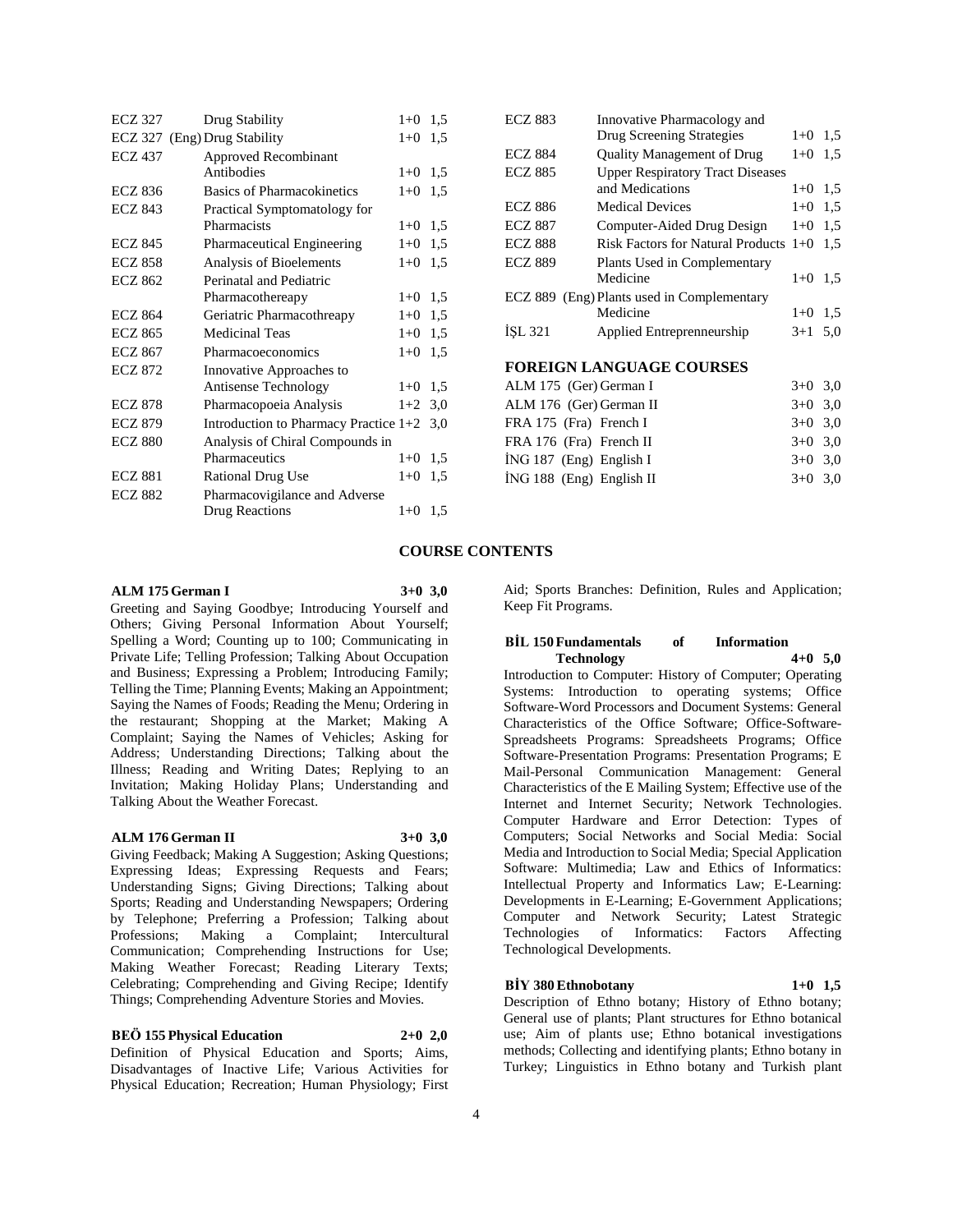| | | | |
|---|---|---|---|
| ECZ 327 | Drug Stability | 1+0 | 1,5 |
| ECZ 327 (Eng) | Drug Stability | 1+0 | 1,5 |
| ECZ 437 | Approved Recombinant Antibodies | 1+0 | 1,5 |
| ECZ 836 | Basics of Pharmacokinetics | 1+0 | 1,5 |
| ECZ 843 | Practical Symptomatology for Pharmacists | 1+0 | 1,5 |
| ECZ 845 | Pharmaceutical Engineering | 1+0 | 1,5 |
| ECZ 858 | Analysis of Bioelements | 1+0 | 1,5 |
| ECZ 862 | Perinatal and Pediatric Pharmacothereapy | 1+0 | 1,5 |
| ECZ 864 | Geriatric Pharmacothreapy | 1+0 | 1,5 |
| ECZ 865 | Medicinal Teas | 1+0 | 1,5 |
| ECZ 867 | Pharmacoeconomics | 1+0 | 1,5 |
| ECZ 872 | Innovative Approaches to Antisense Technology | 1+0 | 1,5 |
| ECZ 878 | Pharmacopoeia Analysis | 1+2 | 3,0 |
| ECZ 879 | Introduction to Pharmacy Practice | 1+2 | 3,0 |
| ECZ 880 | Analysis of Chiral Compounds in Pharmaceutics | 1+0 | 1,5 |
| ECZ 881 | Rational Drug Use | 1+0 | 1,5 |
| ECZ 882 | Pharmacovigilance and Adverse Drug Reactions | 1+0 | 1,5 |
| ECZ 883 | Innovative Pharmacology and Drug Screening Strategies | 1+0 | 1,5 |
| ECZ 884 | Quality Management of Drug | 1+0 | 1,5 |
| ECZ 885 | Upper Respiratory Tract Diseases and Medications | 1+0 | 1,5 |
| ECZ 886 | Medical Devices | 1+0 | 1,5 |
| ECZ 887 | Computer-Aided Drug Design | 1+0 | 1,5 |
| ECZ 888 | Risk Factors for Natural Products | 1+0 | 1,5 |
| ECZ 889 | Plants Used in Complementary Medicine | 1+0 | 1,5 |
| ECZ 889 (Eng) | Plants used in Complementary Medicine | 1+0 | 1,5 |
| İŞL 321 | Applied Entrepreneurship | 3+1 | 5,0 |

## FOREIGN LANGUAGE COURSES

| | | | |
|---|---|---|---|
| ALM 175 (Ger) | German I | 3+0 | 3,0 |
| ALM 176 (Ger) | German II | 3+0 | 3,0 |
| FRA 175 (Fra) | French I | 3+0 | 3,0 |
| FRA 176 (Fra) | French II | 3+0 | 3,0 |
| İNG 187 (Eng) | English I | 3+0 | 3,0 |
| İNG 188 (Eng) | English II | 3+0 | 3,0 |

# COURSE CONTENTS

**ALM 175 German I 3+0 3,0**

Greeting and Saying Goodbye; Introducing Yourself and Others; Giving Personal Information About Yourself; Spelling a Word; Counting up to 100; Communicating in Private Life; Telling Profession; Talking About Occupation and Business; Expressing a Problem; Introducing Family; Telling the Time; Planning Events; Making an Appointment; Saying the Names of Foods; Reading the Menu; Ordering in the restaurant; Shopping at the Market; Making A Complaint; Saying the Names of Vehicles; Asking for Address; Understanding Directions; Talking about the Illness; Reading and Writing Dates; Replying to an Invitation; Making Holiday Plans; Understanding and Talking About the Weather Forecast.

**ALM 176 German II 3+0 3,0**

Giving Feedback; Making A Suggestion; Asking Questions; Expressing Ideas; Expressing Requests and Fears; Understanding Signs; Giving Directions; Talking about Sports; Reading and Understanding Newspapers; Ordering by Telephone; Preferring a Profession; Talking about Professions; Making a Complaint; Intercultural Communication; Comprehending Instructions for Use; Making Weather Forecast; Reading Literary Texts; Celebrating; Comprehending and Giving Recipe; Identify Things; Comprehending Adventure Stories and Movies.

**BEÖ 155 Physical Education 2+0 2,0**

Definition of Physical Education and Sports; Aims, Disadvantages of Inactive Life; Various Activities for Physical Education; Recreation; Human Physiology; First Aid; Sports Branches: Definition, Rules and Application; Keep Fit Programs.

**BİL 150 Fundamentals of Information Technology 4+0 5,0**

Introduction to Computer: History of Computer; Operating Systems: Introduction to operating systems; Office Software-Word Processors and Document Systems: General Characteristics of the Office Software; Office-Software-Spreadsheets Programs: Spreadsheets Programs; Office Software-Presentation Programs: Presentation Programs; E Mail-Personal Communication Management: General Characteristics of the E Mailing System; Effective use of the Internet and Internet Security; Network Technologies. Computer Hardware and Error Detection: Types of Computers; Social Networks and Social Media: Social Media and Introduction to Social Media; Special Application Software: Multimedia; Law and Ethics of Informatics: Intellectual Property and Informatics Law; E-Learning: Developments in E-Learning; E-Government Applications; Computer and Network Security; Latest Strategic Technologies of Informatics: Factors Affecting Technological Developments.

**BİY 380 Ethnobotany 1+0 1,5**

Description of Ethno botany; History of Ethno botany; General use of plants; Plant structures for Ethno botanical use; Aim of plants use; Ethno botanical investigations methods; Collecting and identifying plants; Ethno botany in Turkey; Linguistics in Ethno botany and Turkish plant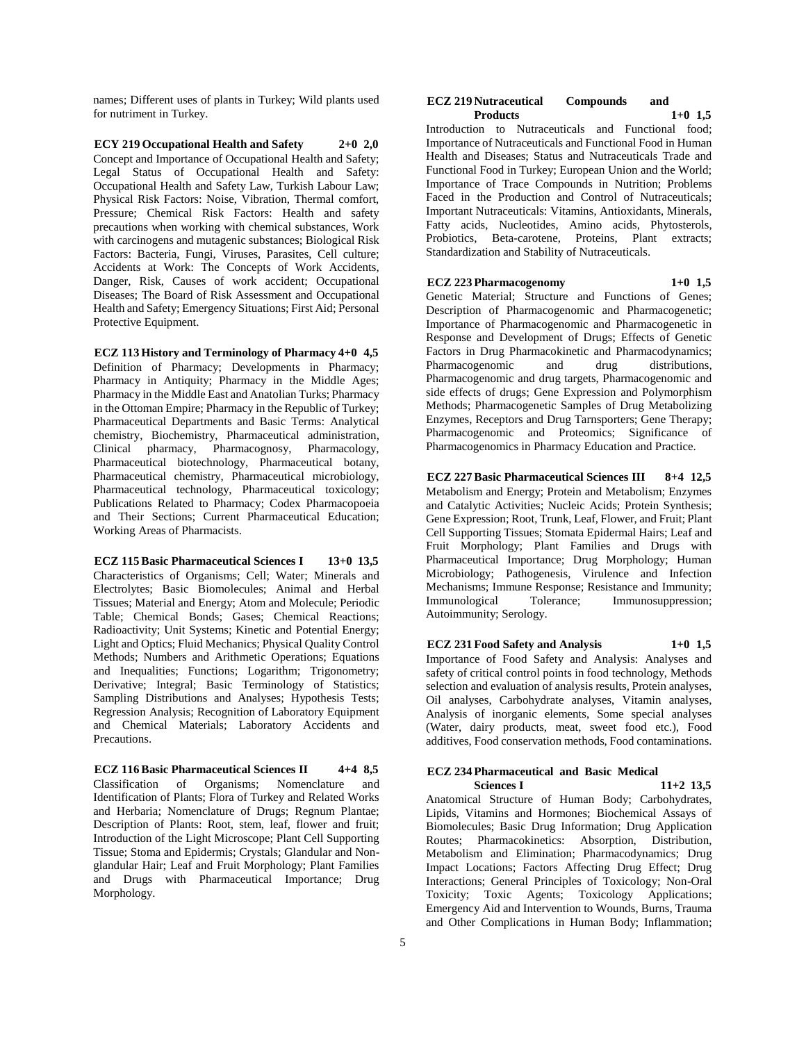names; Different uses of plants in Turkey; Wild plants used for nutriment in Turkey.

**ECY 219 Occupational Health and Safety 2+0 2,0**
Concept and Importance of Occupational Health and Safety; Legal Status of Occupational Health and Safety: Occupational Health and Safety Law, Turkish Labour Law; Physical Risk Factors: Noise, Vibration, Thermal comfort, Pressure; Chemical Risk Factors: Health and safety precautions when working with chemical substances, Work with carcinogens and mutagenic substances; Biological Risk Factors: Bacteria, Fungi, Viruses, Parasites, Cell culture; Accidents at Work: The Concepts of Work Accidents, Danger, Risk, Causes of work accident; Occupational Diseases; The Board of Risk Assessment and Occupational Health and Safety; Emergency Situations; First Aid; Personal Protective Equipment.

**ECZ 113 History and Terminology of Pharmacy 4+0 4,5**
Definition of Pharmacy; Developments in Pharmacy; Pharmacy in Antiquity; Pharmacy in the Middle Ages; Pharmacy in the Middle East and Anatolian Turks; Pharmacy in the Ottoman Empire; Pharmacy in the Republic of Turkey; Pharmaceutical Departments and Basic Terms: Analytical chemistry, Biochemistry, Pharmaceutical administration, Clinical pharmacy, Pharmacognosy, Pharmacology, Pharmaceutical biotechnology, Pharmaceutical botany, Pharmaceutical chemistry, Pharmaceutical microbiology, Pharmaceutical technology, Pharmaceutical toxicology; Publications Related to Pharmacy; Codex Pharmacopoeia and Their Sections; Current Pharmaceutical Education; Working Areas of Pharmacists.

**ECZ 115 Basic Pharmaceutical Sciences I 13+0 13,5**
Characteristics of Organisms; Cell; Water; Minerals and Electrolytes; Basic Biomolecules; Animal and Herbal Tissues; Material and Energy; Atom and Molecule; Periodic Table; Chemical Bonds; Gases; Chemical Reactions; Radioactivity; Unit Systems; Kinetic and Potential Energy; Light and Optics; Fluid Mechanics; Physical Quality Control Methods; Numbers and Arithmetic Operations; Equations and Inequalities; Functions; Logarithm; Trigonometry; Derivative; Integral; Basic Terminology of Statistics; Sampling Distributions and Analyses; Hypothesis Tests; Regression Analysis; Recognition of Laboratory Equipment and Chemical Materials; Laboratory Accidents and Precautions.

**ECZ 116 Basic Pharmaceutical Sciences II 4+4 8,5**
Classification of Organisms; Nomenclature and Identification of Plants; Flora of Turkey and Related Works and Herbaria; Nomenclature of Drugs; Regnum Plantae; Description of Plants: Root, stem, leaf, flower and fruit; Introduction of the Light Microscope; Plant Cell Supporting Tissue; Stoma and Epidermis; Crystals; Glandular and Non-glandular Hair; Leaf and Fruit Morphology; Plant Families and Drugs with Pharmaceutical Importance; Drug Morphology.

**ECZ 219 Nutraceutical Compounds and Products 1+0 1,5**
Introduction to Nutraceuticals and Functional food; Importance of Nutraceuticals and Functional Food in Human Health and Diseases; Status and Nutraceuticals Trade and Functional Food in Turkey; European Union and the World; Importance of Trace Compounds in Nutrition; Problems Faced in the Production and Control of Nutraceuticals; Important Nutraceuticals: Vitamins, Antioxidants, Minerals, Fatty acids, Nucleotides, Amino acids, Phytosterols, Probiotics, Beta-carotene, Proteins, Plant extracts; Standardization and Stability of Nutraceuticals.

**ECZ 223 Pharmacogenomy 1+0 1,5**
Genetic Material; Structure and Functions of Genes; Description of Pharmacogenomic and Pharmacogenetic; Importance of Pharmacogenomic and Pharmacogenetic in Response and Development of Drugs; Effects of Genetic Factors in Drug Pharmacokinetic and Pharmacodynamics; Pharmacogenomic and drug distributions, Pharmacogenomic and drug targets, Pharmacogenomic and side effects of drugs; Gene Expression and Polymorphism Methods; Pharmacogenetic Samples of Drug Metabolizing Enzymes, Receptors and Drug Tarnsporters; Gene Therapy; Pharmacogenomic and Proteomics; Significance of Pharmacogenomics in Pharmacy Education and Practice.

**ECZ 227 Basic Pharmaceutical Sciences III 8+4 12,5**
Metabolism and Energy; Protein and Metabolism; Enzymes and Catalytic Activities; Nucleic Acids; Protein Synthesis; Gene Expression; Root, Trunk, Leaf, Flower, and Fruit; Plant Cell Supporting Tissues; Stomata Epidermal Hairs; Leaf and Fruit Morphology; Plant Families and Drugs with Pharmaceutical Importance; Drug Morphology; Human Microbiology; Pathogenesis, Virulence and Infection Mechanisms; Immune Response; Resistance and Immunity; Immunological Tolerance; Immunosuppression; Autoimmunity; Serology.

**ECZ 231 Food Safety and Analysis 1+0 1,5**
Importance of Food Safety and Analysis: Analyses and safety of critical control points in food technology, Methods selection and evaluation of analysis results, Protein analyses, Oil analyses, Carbohydrate analyses, Vitamin analyses, Analysis of inorganic elements, Some special analyses (Water, dairy products, meat, sweet food etc.), Food additives, Food conservation methods, Food contaminations.

**ECZ 234 Pharmaceutical and Basic Medical Sciences I 11+2 13,5**
Anatomical Structure of Human Body; Carbohydrates, Lipids, Vitamins and Hormones; Biochemical Assays of Biomolecules; Basic Drug Information; Drug Application Routes; Pharmacokinetics: Absorption, Distribution, Metabolism and Elimination; Pharmacodynamics; Drug Impact Locations; Factors Affecting Drug Effect; Drug Interactions; General Principles of Toxicology; Non-Oral Toxicity; Toxic Agents; Toxicology Applications; Emergency Aid and Intervention to Wounds, Burns, Trauma and Other Complications in Human Body; Inflammation;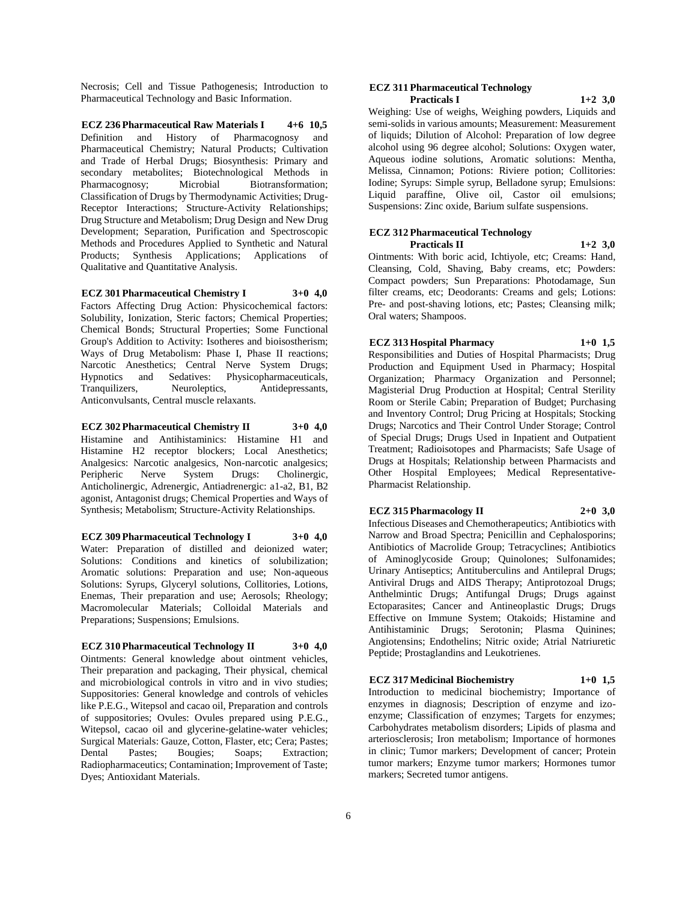Necrosis; Cell and Tissue Pathogenesis; Introduction to Pharmaceutical Technology and Basic Information.

**ECZ 236 Pharmaceutical Raw Materials I 4+6 10,5**
Definition and History of Pharmacognosy and Pharmaceutical Chemistry; Natural Products; Cultivation and Trade of Herbal Drugs; Biosynthesis: Primary and secondary metabolites; Biotechnological Methods in Pharmacognosy; Microbial Biotransformation; Classification of Drugs by Thermodynamic Activities; Drug-Receptor Interactions; Structure-Activity Relationships; Drug Structure and Metabolism; Drug Design and New Drug Development; Separation, Purification and Spectroscopic Methods and Procedures Applied to Synthetic and Natural Products; Synthesis Applications; Applications of Qualitative and Quantitative Analysis.

**ECZ 301 Pharmaceutical Chemistry I 3+0 4,0**
Factors Affecting Drug Action: Physicochemical factors: Solubility, Ionization, Steric factors; Chemical Properties; Chemical Bonds; Structural Properties; Some Functional Group's Addition to Activity: Isotheres and bioisostherism; Ways of Drug Metabolism: Phase I, Phase II reactions; Narcotic Anesthetics; Central Nerve System Drugs; Hypnotics and Sedatives: Physicopharmaceuticals, Tranquilizers, Neuroleptics, Antidepressants, Anticonvulsants, Central muscle relaxants.

**ECZ 302 Pharmaceutical Chemistry II 3+0 4,0**
Histamine and Antihistaminics: Histamine H1 and Histamine H2 receptor blockers; Local Anesthetics; Analgesics: Narcotic analgesics, Non-narcotic analgesics; Peripheric Nerve System Drugs: Cholinergic, Anticholinergic, Adrenergic, Antiadrenergic: a1-a2, B1, B2 agonist, Antagonist drugs; Chemical Properties and Ways of Synthesis; Metabolism; Structure-Activity Relationships.

**ECZ 309 Pharmaceutical Technology I 3+0 4,0**
Water: Preparation of distilled and deionized water; Solutions: Conditions and kinetics of solubilization; Aromatic solutions: Preparation and use; Non-aqueous Solutions: Syrups, Glyceryl solutions, Collitories, Lotions, Enemas, Their preparation and use; Aerosols; Rheology; Macromolecular Materials; Colloidal Materials and Preparations; Suspensions; Emulsions.

**ECZ 310 Pharmaceutical Technology II 3+0 4,0**
Ointments: General knowledge about ointment vehicles, Their preparation and packaging, Their physical, chemical and microbiological controls in vitro and in vivo studies; Suppositories: General knowledge and controls of vehicles like P.E.G., Witepsol and cacao oil, Preparation and controls of suppositories; Ovules: Ovules prepared using P.E.G., Witepsol, cacao oil and glycerine-gelatine-water vehicles; Surgical Materials: Gauze, Cotton, Flaster, etc; Cera; Pastes; Dental Pastes; Bougies; Soaps; Extraction; Radiopharmaceutics; Contamination; Improvement of Taste; Dyes; Antioxidant Materials.

**ECZ 311 Pharmaceutical Technology Practicals I 1+2 3,0**
Weighing: Use of weighs, Weighing powders, Liquids and semi-solids in various amounts; Measurement: Measurement of liquids; Dilution of Alcohol: Preparation of low degree alcohol using 96 degree alcohol; Solutions: Oxygen water, Aqueous iodine solutions, Aromatic solutions: Mentha, Melissa, Cinnamon; Potions: Riviere potion; Collitories: Iodine; Syrups: Simple syrup, Belladone syrup; Emulsions: Liquid paraffine, Olive oil, Castor oil emulsions; Suspensions: Zinc oxide, Barium sulfate suspensions.

**ECZ 312 Pharmaceutical Technology Practicals II 1+2 3,0**
Ointments: With boric acid, Ichtiyole, etc; Creams: Hand, Cleansing, Cold, Shaving, Baby creams, etc; Powders: Compact powders; Sun Preparations: Photodamage, Sun filter creams, etc; Deodorants: Creams and gels; Lotions: Pre- and post-shaving lotions, etc; Pastes; Cleansing milk; Oral waters; Shampoos.

**ECZ 313 Hospital Pharmacy 1+0 1,5**
Responsibilities and Duties of Hospital Pharmacists; Drug Production and Equipment Used in Pharmacy; Hospital Organization; Pharmacy Organization and Personnel; Magisterial Drug Production at Hospital; Central Sterility Room or Sterile Cabin; Preparation of Budget; Purchasing and Inventory Control; Drug Pricing at Hospitals; Stocking Drugs; Narcotics and Their Control Under Storage; Control of Special Drugs; Drugs Used in Inpatient and Outpatient Treatment; Radioisotopes and Pharmacists; Safe Usage of Drugs at Hospitals; Relationship between Pharmacists and Other Hospital Employees; Medical Representative-Pharmacist Relationship.

**ECZ 315 Pharmacology II 2+0 3,0**
Infectious Diseases and Chemotherapeutics; Antibiotics with Narrow and Broad Spectra; Penicillin and Cephalosporins; Antibiotics of Macrolide Group; Tetracyclines; Antibiotics of Aminoglycoside Group; Quinolones; Sulfonamides; Urinary Antiseptics; Antituberculins and Antilepral Drugs; Antiviral Drugs and AIDS Therapy; Antiprotozoal Drugs; Anthelmintic Drugs; Antifungal Drugs; Drugs against Ectoparasites; Cancer and Antineoplastic Drugs; Drugs Effective on Immune System; Otakoids; Histamine and Antihistaminic Drugs; Serotonin; Plasma Quinines; Angiotensins; Endothelins; Nitric oxide; Atrial Natriuretic Peptide; Prostaglandins and Leukotrienes.

**ECZ 317 Medicinal Biochemistry 1+0 1,5**
Introduction to medicinal biochemistry; Importance of enzymes in diagnosis; Description of enzyme and izo-enzyme; Classification of enzymes; Targets for enzymes; Carbohydrates metabolism disorders; Lipids of plasma and arteriosclerosis; Iron metabolism; Importance of hormones in clinic; Tumor markers; Development of cancer; Protein tumor markers; Enzyme tumor markers; Hormones tumor markers; Secreted tumor antigens.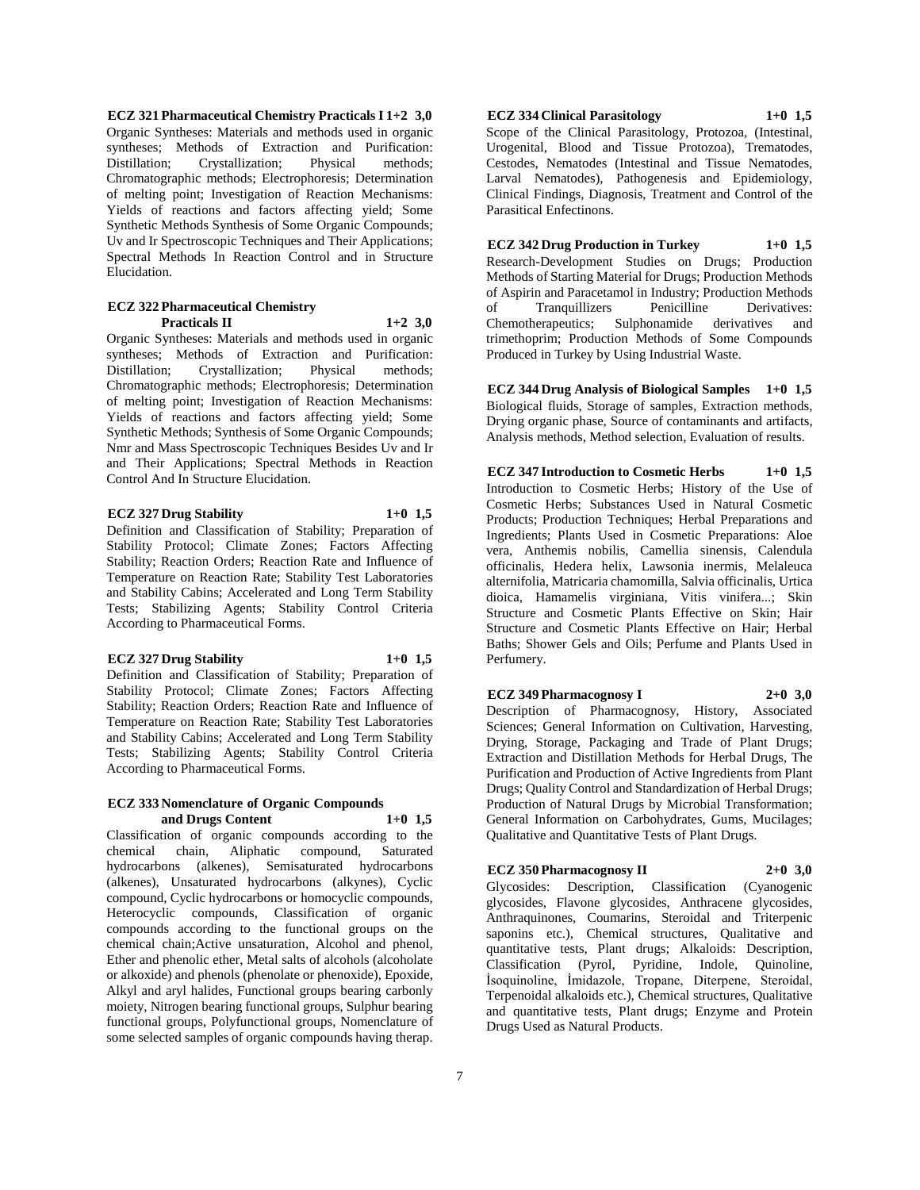**ECZ 321 Pharmaceutical Chemistry Practicals I 1+2 3,0**
Organic Syntheses: Materials and methods used in organic syntheses; Methods of Extraction and Purification: Distillation; Crystallization; Physical methods; Chromatographic methods; Electrophoresis; Determination of melting point; Investigation of Reaction Mechanisms: Yields of reactions and factors affecting yield; Some Synthetic Methods Synthesis of Some Organic Compounds; Uv and Ir Spectroscopic Techniques and Their Applications; Spectral Methods In Reaction Control and in Structure Elucidation.

**ECZ 322 Pharmaceutical Chemistry Practicals II 1+2 3,0**
Organic Syntheses: Materials and methods used in organic syntheses; Methods of Extraction and Purification: Distillation; Crystallization; Physical methods; Chromatographic methods; Electrophoresis; Determination of melting point; Investigation of Reaction Mechanisms: Yields of reactions and factors affecting yield; Some Synthetic Methods; Synthesis of Some Organic Compounds; Nmr and Mass Spectroscopic Techniques Besides Uv and Ir and Their Applications; Spectral Methods in Reaction Control And In Structure Elucidation.

**ECZ 327 Drug Stability 1+0 1,5**
Definition and Classification of Stability; Preparation of Stability Protocol; Climate Zones; Factors Affecting Stability; Reaction Orders; Reaction Rate and Influence of Temperature on Reaction Rate; Stability Test Laboratories and Stability Cabins; Accelerated and Long Term Stability Tests; Stabilizing Agents; Stability Control Criteria According to Pharmaceutical Forms.

**ECZ 327 Drug Stability 1+0 1,5**
Definition and Classification of Stability; Preparation of Stability Protocol; Climate Zones; Factors Affecting Stability; Reaction Orders; Reaction Rate and Influence of Temperature on Reaction Rate; Stability Test Laboratories and Stability Cabins; Accelerated and Long Term Stability Tests; Stabilizing Agents; Stability Control Criteria According to Pharmaceutical Forms.

**ECZ 333 Nomenclature of Organic Compounds and Drugs Content 1+0 1,5**
Classification of organic compounds according to the chemical chain, Aliphatic compound, Saturated hydrocarbons (alkenes), Semisaturated hydrocarbons (alkenes), Unsaturated hydrocarbons (alkynes), Cyclic compound, Cyclic hydrocarbons or homocyclic compounds, Heterocyclic compounds, Classification of organic compounds according to the functional groups on the chemical chain;Active unsaturation, Alcohol and phenol, Ether and phenolic ether, Metal salts of alcohols (alcoholate or alkoxide) and phenols (phenolate or phenoxide), Epoxide, Alkyl and aryl halides, Functional groups bearing carbonly moiety, Nitrogen bearing functional groups, Sulphur bearing functional groups, Polyfunctional groups, Nomenclature of some selected samples of organic compounds having therap.

**ECZ 334 Clinical Parasitology 1+0 1,5**
Scope of the Clinical Parasitology, Protozoa, (Intestinal, Urogenital, Blood and Tissue Protozoa), Trematodes, Cestodes, Nematodes (Intestinal and Tissue Nematodes, Larval Nematodes), Pathogenesis and Epidemiology, Clinical Findings, Diagnosis, Treatment and Control of the Parasitical Enfectinons.

**ECZ 342 Drug Production in Turkey 1+0 1,5**
Research-Development Studies on Drugs; Production Methods of Starting Material for Drugs; Production Methods of Aspirin and Paracetamol in Industry; Production Methods of Tranquillizers Penicilline Derivatives: Chemotherapeutics; Sulphonamide derivatives and trimethoprim; Production Methods of Some Compounds Produced in Turkey by Using Industrial Waste.

**ECZ 344 Drug Analysis of Biological Samples 1+0 1,5**
Biological fluids, Storage of samples, Extraction methods, Drying organic phase, Source of contaminants and artifacts, Analysis methods, Method selection, Evaluation of results.

**ECZ 347 Introduction to Cosmetic Herbs 1+0 1,5**
Introduction to Cosmetic Herbs; History of the Use of Cosmetic Herbs; Substances Used in Natural Cosmetic Products; Production Techniques; Herbal Preparations and Ingredients; Plants Used in Cosmetic Preparations: Aloe vera, Anthemis nobilis, Camellia sinensis, Calendula officinalis, Hedera helix, Lawsonia inermis, Melaleuca alternifolia, Matricaria chamomilla, Salvia officinalis, Urtica dioica, Hamamelis virginiana, Vitis vinifera...; Skin Structure and Cosmetic Plants Effective on Skin; Hair Structure and Cosmetic Plants Effective on Hair; Herbal Baths; Shower Gels and Oils; Perfume and Plants Used in Perfumery.

**ECZ 349 Pharmacognosy I 2+0 3,0**
Description of Pharmacognosy, History, Associated Sciences; General Information on Cultivation, Harvesting, Drying, Storage, Packaging and Trade of Plant Drugs; Extraction and Distillation Methods for Herbal Drugs, The Purification and Production of Active Ingredients from Plant Drugs; Quality Control and Standardization of Herbal Drugs; Production of Natural Drugs by Microbial Transformation; General Information on Carbohydrates, Gums, Mucilages; Qualitative and Quantitative Tests of Plant Drugs.

**ECZ 350 Pharmacognosy II 2+0 3,0**
Glycosides: Description, Classification (Cyanogenic glycosides, Flavone glycosides, Anthracene glycosides, Anthraquinones, Coumarins, Steroidal and Triterpenic saponins etc.), Chemical structures, Qualitative and quantitative tests, Plant drugs; Alkaloids: Description, Classification (Pyrol, Pyridine, Indole, Quinoline, İsoquinoline, İmidazole, Tropane, Diterpene, Steroidal, Terpenoidal alkaloids etc.), Chemical structures, Qualitative and quantitative tests, Plant drugs; Enzyme and Protein Drugs Used as Natural Products.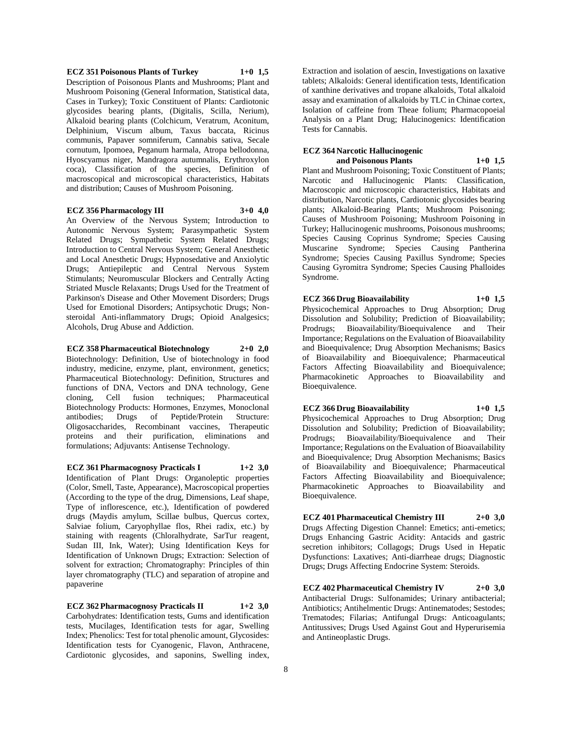**ECZ 351 Poisonous Plants of Turkey 1+0 1,5**

Description of Poisonous Plants and Mushrooms; Plant and Mushroom Poisoning (General Information, Statistical data, Cases in Turkey); Toxic Constituent of Plants: Cardiotonic glycosides bearing plants, (Digitalis, Scilla, Nerium), Alkaloid bearing plants (Colchicum, Veratrum, Aconitum, Delphinium, Viscum album, Taxus baccata, Ricinus communis, Papaver somniferum, Cannabis sativa, Secale cornutum, Ipomoea, Peganum harmala, Atropa bellodonna, Hyoscyamus niger, Mandragora autumnalis, Erythroxylon coca), Classification of the species, Definition of macroscopical and microscopical characteristics, Habitats and distribution; Causes of Mushroom Poisoning.

**ECZ 356 Pharmacology III 3+0 4,0**

An Overview of the Nervous System; Introduction to Autonomic Nervous System; Parasympathetic System Related Drugs; Sympathetic System Related Drugs; Introduction to Central Nervous System; General Anesthetic and Local Anesthetic Drugs; Hypnosedative and Anxiolytic Drugs; Antiepileptic and Central Nervous System Stimulants; Neuromuscular Blockers and Centrally Acting Striated Muscle Relaxants; Drugs Used for the Treatment of Parkinson's Disease and Other Movement Disorders; Drugs Used for Emotional Disorders; Antipsychotic Drugs; Non-steroidal Anti-inflammatory Drugs; Opioid Analgesics; Alcohols, Drug Abuse and Addiction.

**ECZ 358 Pharmaceutical Biotechnology 2+0 2,0**

Biotechnology: Definition, Use of biotechnology in food industry, medicine, enzyme, plant, environment, genetics; Pharmaceutical Biotechnology: Definition, Structures and functions of DNA, Vectors and DNA technology, Gene cloning, Cell fusion techniques; Pharmaceutical Biotechnology Products: Hormones, Enzymes, Monoclonal antibodies; Drugs of Peptide/Protein Structure: Oligosaccharides, Recombinant vaccines, Therapeutic proteins and their purification, eliminations and formulations; Adjuvants: Antisense Technology.

**ECZ 361 Pharmacognosy Practicals I 1+2 3,0**

Identification of Plant Drugs: Organoleptic properties (Color, Smell, Taste, Appearance), Macroscopical properties (According to the type of the drug, Dimensions, Leaf shape, Type of inflorescence, etc.), Identification of powdered drugs (Maydis amylum, Scillae bulbus, Quercus cortex, Salviae folium, Caryophyllae flos, Rhei radix, etc.) by staining with reagents (Chloralhydrate, SarTur reagent, Sudan III, Ink, Water); Using Identification Keys for Identification of Unknown Drugs; Extraction: Selection of solvent for extraction; Chromatography: Principles of thin layer chromatography (TLC) and separation of atropine and papaverine

**ECZ 362 Pharmacognosy Practicals II 1+2 3,0**

Carbohydrates: Identification tests, Gums and identification tests, Mucilages, Identification tests for agar, Swelling Index; Phenolics: Test for total phenolic amount, Glycosides: Identification tests for Cyanogenic, Flavon, Anthracene, Cardiotonic glycosides, and saponins, Swelling index, Extraction and isolation of aescin, Investigations on laxative tablets; Alkaloids: General identification tests, Identification of xanthine derivatives and tropane alkaloids, Total alkaloid assay and examination of alkaloids by TLC in Chinae cortex, Isolation of caffeine from Theae folium; Pharmacopoeial Analysis on a Plant Drug; Halucinogenics: Identification Tests for Cannabis.

**ECZ 364 Narcotic Hallucinogenic and Poisonous Plants 1+0 1,5**

Plant and Mushroom Poisoning; Toxic Constituent of Plants; Narcotic and Hallucinogenic Plants: Classification, Macroscopic and microscopic characteristics, Habitats and distribution, Narcotic plants, Cardiotonic glycosides bearing plants; Alkaloid-Bearing Plants; Mushroom Poisoning; Causes of Mushroom Poisoning; Mushroom Poisoning in Turkey; Hallucinogenic mushrooms, Poisonous mushrooms; Species Causing Coprinus Syndrome; Species Causing Muscarine Syndrome; Species Causing Pantherina Syndrome; Species Causing Paxillus Syndrome; Species Causing Gyromitra Syndrome; Species Causing Phalloides Syndrome.

**ECZ 366 Drug Bioavailability 1+0 1,5**

Physicochemical Approaches to Drug Absorption; Drug Dissolution and Solubility; Prediction of Bioavailability; Prodrugs; Bioavailability/Bioequivalence and Their Importance; Regulations on the Evaluation of Bioavailability and Bioequivalence; Drug Absorption Mechanisms; Basics of Bioavailability and Bioequivalence; Pharmaceutical Factors Affecting Bioavailability and Bioequivalence; Pharmacokinetic Approaches to Bioavailability and Bioequivalence.

**ECZ 366 Drug Bioavailability 1+0 1,5**

Physicochemical Approaches to Drug Absorption; Drug Dissolution and Solubility; Prediction of Bioavailability; Prodrugs; Bioavailability/Bioequivalence and Their Importance; Regulations on the Evaluation of Bioavailability and Bioequivalence; Drug Absorption Mechanisms; Basics of Bioavailability and Bioequivalence; Pharmaceutical Factors Affecting Bioavailability and Bioequivalence; Pharmacokinetic Approaches to Bioavailability and Bioequivalence.

**ECZ 401 Pharmaceutical Chemistry III 2+0 3,0**

Drugs Affecting Digestion Channel: Emetics; anti-emetics; Drugs Enhancing Gastric Acidity: Antacids and gastric secretion inhibitors; Collagogs; Drugs Used in Hepatic Dysfunctions: Laxatives; Anti-diarrheae drugs; Diagnostic Drugs; Drugs Affecting Endocrine System: Steroids.

**ECZ 402 Pharmaceutical Chemistry IV 2+0 3,0**

Antibacterial Drugs: Sulfonamides; Urinary antibacterial; Antibiotics; Antihelmentic Drugs: Antinematodes; Sestodes; Trematodes; Filarias; Antifungal Drugs: Anticoagulants; Antitussives; Drugs Used Against Gout and Hyperurisemia and Antineoplastic Drugs.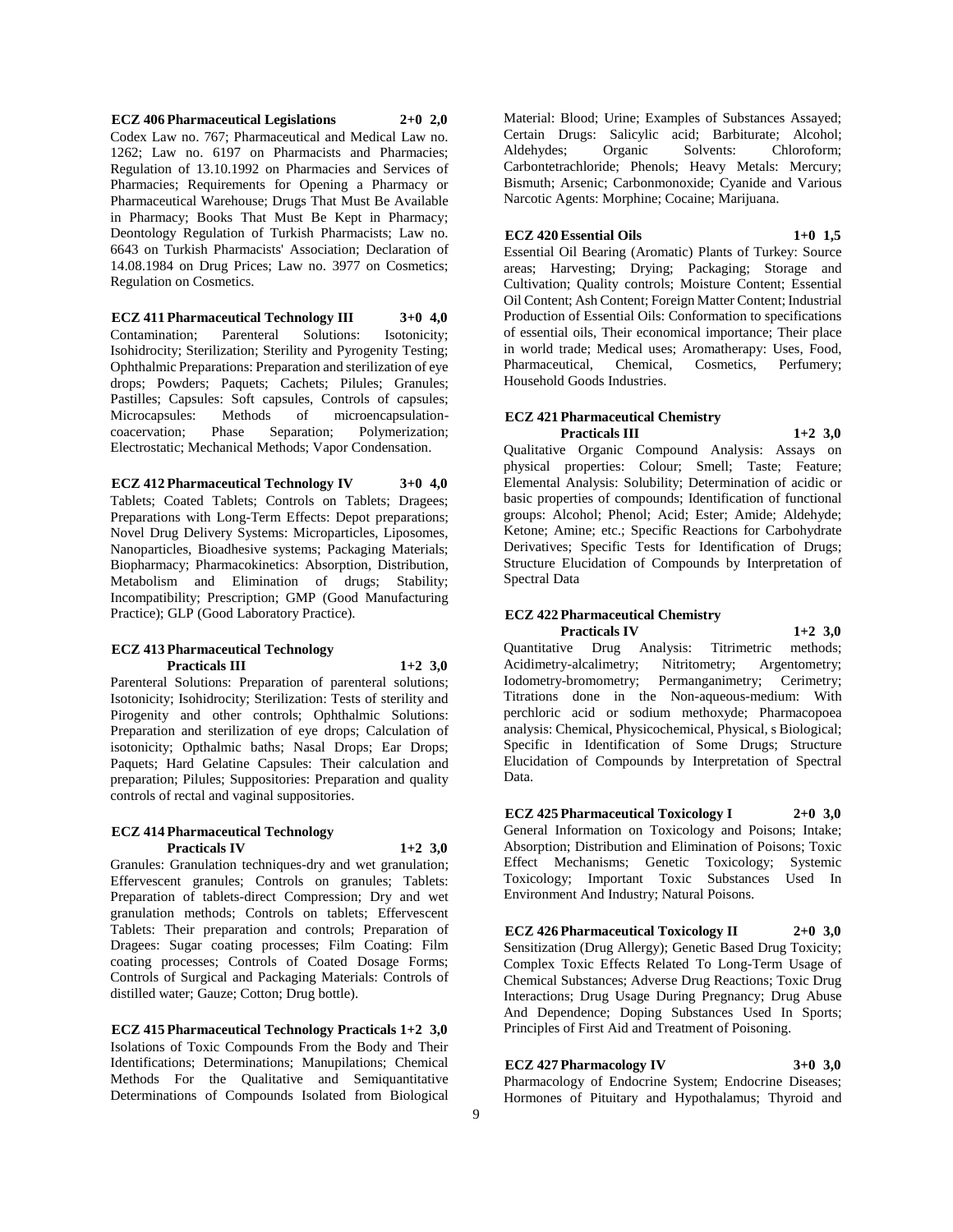**ECZ 406 Pharmaceutical Legislations 2+0 2,0**
Codex Law no. 767; Pharmaceutical and Medical Law no. 1262; Law no. 6197 on Pharmacists and Pharmacies; Regulation of 13.10.1992 on Pharmacies and Services of Pharmacies; Requirements for Opening a Pharmacy or Pharmaceutical Warehouse; Drugs That Must Be Available in Pharmacy; Books That Must Be Kept in Pharmacy; Deontology Regulation of Turkish Pharmacists; Law no. 6643 on Turkish Pharmacists' Association; Declaration of 14.08.1984 on Drug Prices; Law no. 3977 on Cosmetics; Regulation on Cosmetics.

**ECZ 411 Pharmaceutical Technology III 3+0 4,0**
Contamination; Parenteral Solutions: Isotonicity; Isohidrocity; Sterilization; Sterility and Pyrogenity Testing; Ophthalmic Preparations: Preparation and sterilization of eye drops; Powders; Paquets; Cachets; Pilules; Granules; Pastilles; Capsules: Soft capsules, Controls of capsules; Microcapsules: Methods of microencapsulation-coacervation; Phase Separation; Polymerization; Electrostatic; Mechanical Methods; Vapor Condensation.

**ECZ 412 Pharmaceutical Technology IV 3+0 4,0**
Tablets; Coated Tablets; Controls on Tablets; Dragees; Preparations with Long-Term Effects: Depot preparations; Novel Drug Delivery Systems: Microparticles, Liposomes, Nanoparticles, Bioadhesive systems; Packaging Materials; Biopharmacy; Pharmacokinetics: Absorption, Distribution, Metabolism and Elimination of drugs; Stability; Incompatibility; Prescription; GMP (Good Manufacturing Practice); GLP (Good Laboratory Practice).

**ECZ 413 Pharmaceutical Technology Practicals III 1+2 3,0**
Parenteral Solutions: Preparation of parenteral solutions; Isotonicity; Isohidrocity; Sterilization: Tests of sterility and Pirogenity and other controls; Ophthalmic Solutions: Preparation and sterilization of eye drops; Calculation of isotonicity; Opthalmic baths; Nasal Drops; Ear Drops; Paquets; Hard Gelatine Capsules: Their calculation and preparation; Pilules; Suppositories: Preparation and quality controls of rectal and vaginal suppositories.

**ECZ 414 Pharmaceutical Technology Practicals IV 1+2 3,0**
Granules: Granulation techniques-dry and wet granulation; Effervescent granules; Controls on granules; Tablets: Preparation of tablets-direct Compression; Dry and wet granulation methods; Controls on tablets; Effervescent Tablets: Their preparation and controls; Preparation of Dragees: Sugar coating processes; Film Coating: Film coating processes; Controls of Coated Dosage Forms; Controls of Surgical and Packaging Materials: Controls of distilled water; Gauze; Cotton; Drug bottle).

**ECZ 415 Pharmaceutical Technology Practicals 1+2 3,0**
Isolations of Toxic Compounds From the Body and Their Identifications; Determinations; Manupilations; Chemical Methods For the Qualitative and Semiquantitative Determinations of Compounds Isolated from Biological Material: Blood; Urine; Examples of Substances Assayed; Certain Drugs: Salicylic acid; Barbiturate; Alcohol; Aldehydes; Organic Solvents: Chloroform; Carbontetrachloride; Phenols; Heavy Metals: Mercury; Bismuth; Arsenic; Carbonmonoxide; Cyanide and Various Narcotic Agents: Morphine; Cocaine; Marijuana.

**ECZ 420 Essential Oils 1+0 1,5**
Essential Oil Bearing (Aromatic) Plants of Turkey: Source areas; Harvesting; Drying; Packaging; Storage and Cultivation; Quality controls; Moisture Content; Essential Oil Content; Ash Content; Foreign Matter Content; Industrial Production of Essential Oils: Conformation to specifications of essential oils, Their economical importance; Their place in world trade; Medical uses; Aromatherapy: Uses, Food, Pharmaceutical, Chemical, Cosmetics, Perfumery; Household Goods Industries.

**ECZ 421 Pharmaceutical Chemistry Practicals III 1+2 3,0**
Qualitative Organic Compound Analysis: Assays on physical properties: Colour; Smell; Taste; Feature; Elemental Analysis: Solubility; Determination of acidic or basic properties of compounds; Identification of functional groups: Alcohol; Phenol; Acid; Ester; Amide; Aldehyde; Ketone; Amine; etc.; Specific Reactions for Carbohydrate Derivatives; Specific Tests for Identification of Drugs; Structure Elucidation of Compounds by Interpretation of Spectral Data

**ECZ 422 Pharmaceutical Chemistry Practicals IV 1+2 3,0**
Quantitative Drug Analysis: Titrimetric methods; Acidimetry-alcalimetry; Nitritometry; Argentometry; Iodometry-bromometry; Permanganimetry; Cerimetry; Titrations done in the Non-aqueous-medium: With perchloric acid or sodium methoxyde; Pharmacopoea analysis: Chemical, Physicochemical, Physical, s Biological; Specific in Identification of Some Drugs; Structure Elucidation of Compounds by Interpretation of Spectral Data.

**ECZ 425 Pharmaceutical Toxicology I 2+0 3,0**
General Information on Toxicology and Poisons; Intake; Absorption; Distribution and Elimination of Poisons; Toxic Effect Mechanisms; Genetic Toxicology; Systemic Toxicology; Important Toxic Substances Used In Environment And Industry; Natural Poisons.

**ECZ 426 Pharmaceutical Toxicology II 2+0 3,0**
Sensitization (Drug Allergy); Genetic Based Drug Toxicity; Complex Toxic Effects Related To Long-Term Usage of Chemical Substances; Adverse Drug Reactions; Toxic Drug Interactions; Drug Usage During Pregnancy; Drug Abuse And Dependence; Doping Substances Used In Sports; Principles of First Aid and Treatment of Poisoning.

**ECZ 427 Pharmacology IV 3+0 3,0**
Pharmacology of Endocrine System; Endocrine Diseases; Hormones of Pituitary and Hypothalamus; Thyroid and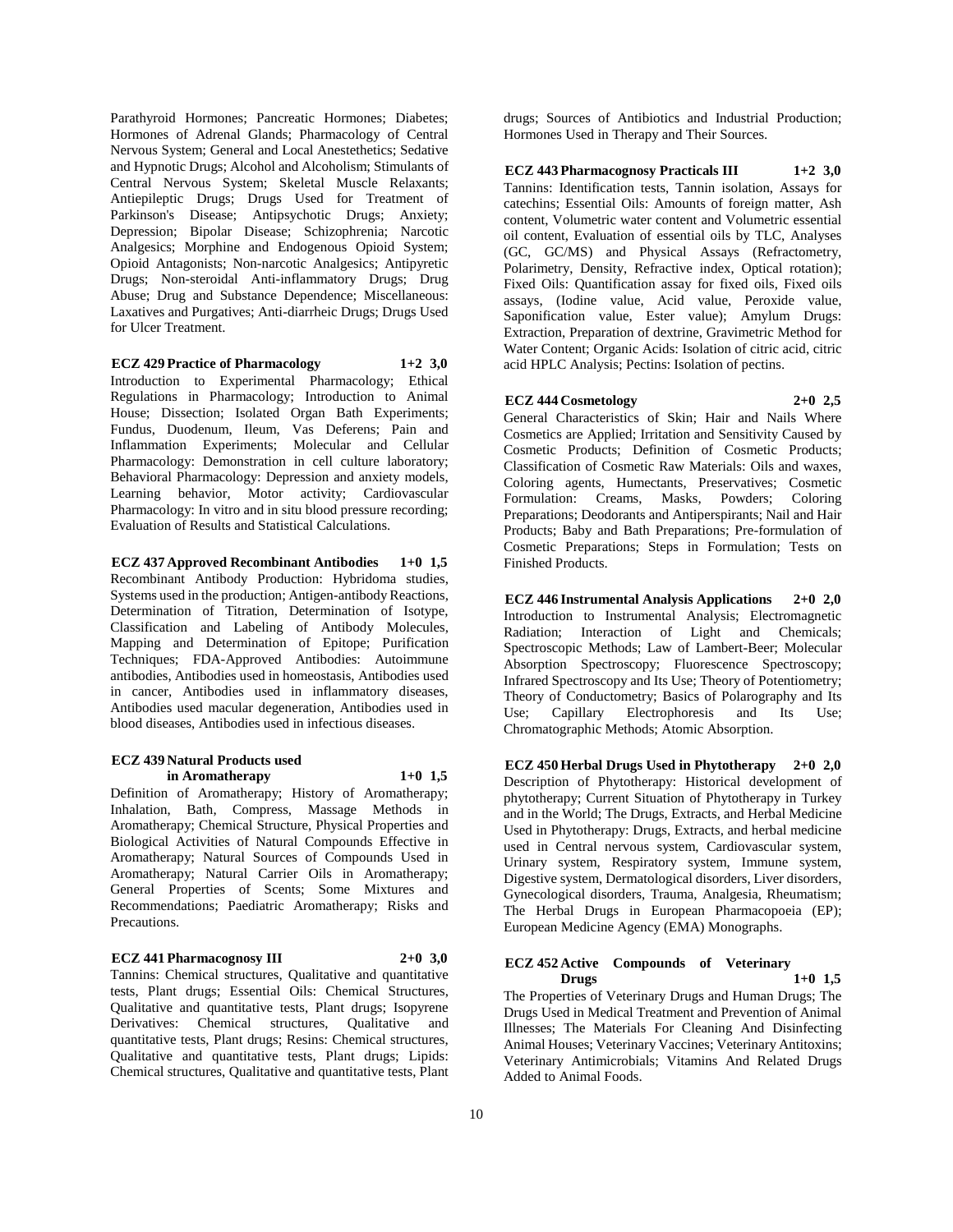Parathyroid Hormones; Pancreatic Hormones; Diabetes; Hormones of Adrenal Glands; Pharmacology of Central Nervous System; General and Local Anestethetics; Sedative and Hypnotic Drugs; Alcohol and Alcoholism; Stimulants of Central Nervous System; Skeletal Muscle Relaxants; Antiepileptic Drugs; Drugs Used for Treatment of Parkinson's Disease; Antipsychotic Drugs; Anxiety; Depression; Bipolar Disease; Schizophrenia; Narcotic Analgesics; Morphine and Endogenous Opioid System; Opioid Antagonists; Non-narcotic Analgesics; Antipyretic Drugs; Non-steroidal Anti-inflammatory Drugs; Drug Abuse; Drug and Substance Dependence; Miscellaneous: Laxatives and Purgatives; Anti-diarrheic Drugs; Drugs Used for Ulcer Treatment.

**ECZ 429 Practice of Pharmacology 1+2 3,0**

Introduction to Experimental Pharmacology; Ethical Regulations in Pharmacology; Introduction to Animal House; Dissection; Isolated Organ Bath Experiments; Fundus, Duodenum, Ileum, Vas Deferens; Pain and Inflammation Experiments; Molecular and Cellular Pharmacology: Demonstration in cell culture laboratory; Behavioral Pharmacology: Depression and anxiety models, Learning behavior, Motor activity; Cardiovascular Pharmacology: In vitro and in situ blood pressure recording; Evaluation of Results and Statistical Calculations.

**ECZ 437 Approved Recombinant Antibodies 1+0 1,5**

Recombinant Antibody Production: Hybridoma studies, Systems used in the production; Antigen-antibody Reactions, Determination of Titration, Determination of Isotype, Classification and Labeling of Antibody Molecules, Mapping and Determination of Epitope; Purification Techniques; FDA-Approved Antibodies: Autoimmune antibodies, Antibodies used in homeostasis, Antibodies used in cancer, Antibodies used in inflammatory diseases, Antibodies used macular degeneration, Antibodies used in blood diseases, Antibodies used in infectious diseases.

**ECZ 439 Natural Products used in Aromatherapy 1+0 1,5**

Definition of Aromatherapy; History of Aromatherapy; Inhalation, Bath, Compress, Massage Methods in Aromatherapy; Chemical Structure, Physical Properties and Biological Activities of Natural Compounds Effective in Aromatherapy; Natural Sources of Compounds Used in Aromatherapy; Natural Carrier Oils in Aromatherapy; General Properties of Scents; Some Mixtures and Recommendations; Paediatric Aromatherapy; Risks and Precautions.

**ECZ 441 Pharmacognosy III 2+0 3,0**

Tannins: Chemical structures, Qualitative and quantitative tests, Plant drugs; Essential Oils: Chemical Structures, Qualitative and quantitative tests, Plant drugs; Isopyrene Derivatives: Chemical structures, Qualitative and quantitative tests, Plant drugs; Resins: Chemical structures, Qualitative and quantitative tests, Plant drugs; Lipids: Chemical structures, Qualitative and quantitative tests, Plant drugs; Sources of Antibiotics and Industrial Production; Hormones Used in Therapy and Their Sources.

**ECZ 443 Pharmacognosy Practicals III 1+2 3,0**

Tannins: Identification tests, Tannin isolation, Assays for catechins; Essential Oils: Amounts of foreign matter, Ash content, Volumetric water content and Volumetric essential oil content, Evaluation of essential oils by TLC, Analyses (GC, GC/MS) and Physical Assays (Refractometry, Polarimetry, Density, Refractive index, Optical rotation); Fixed Oils: Quantification assay for fixed oils, Fixed oils assays, (Iodine value, Acid value, Peroxide value, Saponification value, Ester value); Amylum Drugs: Extraction, Preparation of dextrine, Gravimetric Method for Water Content; Organic Acids: Isolation of citric acid, citric acid HPLC Analysis; Pectins: Isolation of pectins.

**ECZ 444 Cosmetology 2+0 2,5**

General Characteristics of Skin; Hair and Nails Where Cosmetics are Applied; Irritation and Sensitivity Caused by Cosmetic Products; Definition of Cosmetic Products; Classification of Cosmetic Raw Materials: Oils and waxes, Coloring agents, Humectants, Preservatives; Cosmetic Formulation: Creams, Masks, Powders; Coloring Preparations; Deodorants and Antiperspirants; Nail and Hair Products; Baby and Bath Preparations; Pre-formulation of Cosmetic Preparations; Steps in Formulation; Tests on Finished Products.

**ECZ 446 Instrumental Analysis Applications 2+0 2,0**

Introduction to Instrumental Analysis; Electromagnetic Radiation; Interaction of Light and Chemicals; Spectroscopic Methods; Law of Lambert-Beer; Molecular Absorption Spectroscopy; Fluorescence Spectroscopy; Infrared Spectroscopy and Its Use; Theory of Potentiometry; Theory of Conductometry; Basics of Polarography and Its Use; Capillary Electrophoresis and Its Use; Chromatographic Methods; Atomic Absorption.

**ECZ 450 Herbal Drugs Used in Phytotherapy 2+0 2,0**

Description of Phytotherapy: Historical development of phytotherapy; Current Situation of Phytotherapy in Turkey and in the World; The Drugs, Extracts, and Herbal Medicine Used in Phytotherapy: Drugs, Extracts, and herbal medicine used in Central nervous system, Cardiovascular system, Urinary system, Respiratory system, Immune system, Digestive system, Dermatological disorders, Liver disorders, Gynecological disorders, Trauma, Analgesia, Rheumatism; The Herbal Drugs in European Pharmacopoeia (EP); European Medicine Agency (EMA) Monographs.

**ECZ 452 Active Compounds of Veterinary Drugs 1+0 1,5**

The Properties of Veterinary Drugs and Human Drugs; The Drugs Used in Medical Treatment and Prevention of Animal Illnesses; The Materials For Cleaning And Disinfecting Animal Houses; Veterinary Vaccines; Veterinary Antitoxins; Veterinary Antimicrobials; Vitamins And Related Drugs Added to Animal Foods.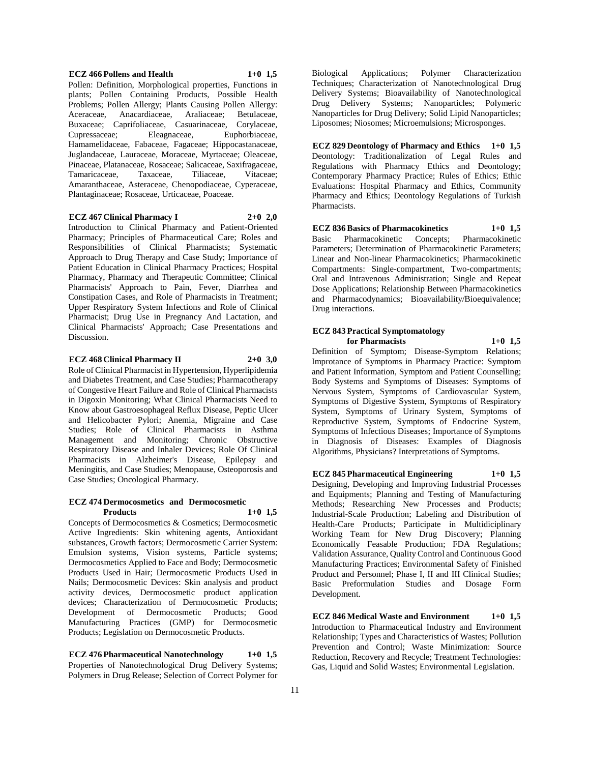**ECZ 466 Pollens and Health 1+0 1,5**

Pollen: Definition, Morphological properties, Functions in plants; Pollen Containing Products, Possible Health Problems; Pollen Allergy; Plants Causing Pollen Allergy: Aceraceae, Anacardiaceae, Araliaceae; Betulaceae, Buxaceae; Caprifoliaceae, Casuarinaceae, Corylaceae, Cupressaceae; Eleagnaceae, Euphorbiaceae, Hamamelidaceae, Fabaceae, Fagaceae; Hippocastanaceae, Juglandaceae, Lauraceae, Moraceae, Myrtaceae; Oleaceae, Pinaceae, Platanaceae, Rosaceae; Salicaceae, Saxifragaceae, Tamaricaceae, Taxaceae, Tiliaceae, Vitaceae; Amaranthaceae, Asteraceae, Chenopodiaceae, Cyperaceae, Plantaginaceae; Rosaceae, Urticaceae, Poaceae.

**ECZ 467 Clinical Pharmacy I 2+0 2,0**

Introduction to Clinical Pharmacy and Patient-Oriented Pharmacy; Principles of Pharmaceutical Care; Roles and Responsibilities of Clinical Pharmacists; Systematic Approach to Drug Therapy and Case Study; Importance of Patient Education in Clinical Pharmacy Practices; Hospital Pharmacy, Pharmacy and Therapeutic Committee; Clinical Pharmacists' Approach to Pain, Fever, Diarrhea and Constipation Cases, and Role of Pharmacists in Treatment; Upper Respiratory System Infections and Role of Clinical Pharmacist; Drug Use in Pregnancy And Lactation, and Clinical Pharmacists' Approach; Case Presentations and Discussion.

**ECZ 468 Clinical Pharmacy II 2+0 3,0**

Role of Clinical Pharmacist in Hypertension, Hyperlipidemia and Diabetes Treatment, and Case Studies; Pharmacotherapy of Congestive Heart Failure and Role of Clinical Pharmacists in Digoxin Monitoring; What Clinical Pharmacists Need to Know about Gastroesophageal Reflux Disease, Peptic Ulcer and Helicobacter Pylori; Anemia, Migraine and Case Studies; Role of Clinical Pharmacists in Asthma Management and Monitoring; Chronic Obstructive Respiratory Disease and Inhaler Devices; Role Of Clinical Pharmacists in Alzheimer's Disease, Epilepsy and Meningitis, and Case Studies; Menopause, Osteoporosis and Case Studies; Oncological Pharmacy.

**ECZ 474 Dermocosmetics and Dermocosmetic Products 1+0 1,5**

Concepts of Dermocosmetics & Cosmetics; Dermocosmetic Active Ingredients: Skin whitening agents, Antioxidant substances, Growth factors; Dermocosmetic Carrier System: Emulsion systems, Vision systems, Particle systems; Dermocosmetics Applied to Face and Body; Dermocosmetic Products Used in Hair; Dermocosmetic Products Used in Nails; Dermocosmetic Devices: Skin analysis and product activity devices, Dermocosmetic product application devices; Characterization of Dermocosmetic Products; Development of Dermocosmetic Products; Good Manufacturing Practices (GMP) for Dermocosmetic Products; Legislation on Dermocosmetic Products.

**ECZ 476 Pharmaceutical Nanotechnology 1+0 1,5**

Properties of Nanotechnological Drug Delivery Systems; Polymers in Drug Release; Selection of Correct Polymer for Biological Applications; Polymer Characterization Techniques; Characterization of Nanotechnological Drug Delivery Systems; Bioavailability of Nanotechnological Drug Delivery Systems; Nanoparticles; Polymeric Nanoparticles for Drug Delivery; Solid Lipid Nanoparticles; Liposomes; Niosomes; Microemulsions; Microsponges.

**ECZ 829 Deontology of Pharmacy and Ethics 1+0 1,5**

Deontology: Traditionalization of Legal Rules and Regulations with Pharmacy Ethics and Deontology; Contemporary Pharmacy Practice; Rules of Ethics; Ethic Evaluations: Hospital Pharmacy and Ethics, Community Pharmacy and Ethics; Deontology Regulations of Turkish Pharmacists.

**ECZ 836 Basics of Pharmacokinetics 1+0 1,5**

Basic Pharmacokinetic Concepts; Pharmacokinetic Parameters; Determination of Pharmacokinetic Parameters; Linear and Non-linear Pharmacokinetics; Pharmacokinetic Compartments: Single-compartment, Two-compartments; Oral and Intravenous Administration; Single and Repeat Dose Applications; Relationship Between Pharmacokinetics and Pharmacodynamics; Bioavailability/Bioequivalence; Drug interactions.

**ECZ 843 Practical Symptomatology for Pharmacists 1+0 1,5**

Definition of Symptom; Disease-Symptom Relations; Improtance of Symptoms in Pharmacy Practice: Symptom and Patient Information, Symptom and Patient Counselling; Body Systems and Symptoms of Diseases: Symptoms of Nervous System, Symptoms of Cardiovascular System, Symptoms of Digestive System, Symptoms of Respiratory System, Symptoms of Urinary System, Symptoms of Reproductive System, Symptoms of Endocrine System, Symptoms of Infectious Diseases; Importance of Symptoms in Diagnosis of Diseases: Examples of Diagnosis Algorithms, Physicians? Interpretations of Symptoms.

**ECZ 845 Pharmaceutical Engineering 1+0 1,5**

Designing, Developing and Improving Industrial Processes and Equipments; Planning and Testing of Manufacturing Methods; Researching New Processes and Products; Industrial-Scale Production; Labeling and Distribution of Health-Care Products; Participate in Multidiciplinary Working Team for New Drug Discovery; Planning Economically Feasable Production; FDA Regulations; Validation Assurance, Quality Control and Continuous Good Manufacturing Practices; Environmental Safety of Finished Product and Personnel; Phase I, II and III Clinical Studies; Basic Preformulation Studies and Dosage Form Development.

**ECZ 846 Medical Waste and Environment 1+0 1,5**

Introduction to Pharmaceutical Industry and Environment Relationship; Types and Characteristics of Wastes; Pollution Prevention and Control; Waste Minimization: Source Reduction, Recovery and Recycle; Treatment Technologies: Gas, Liquid and Solid Wastes; Environmental Legislation.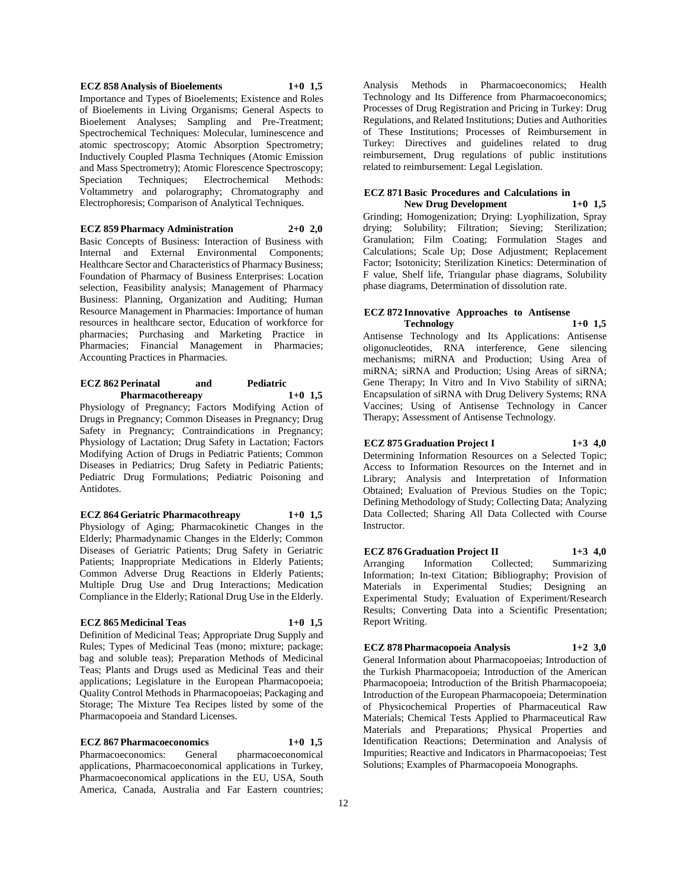**ECZ 858 Analysis of Bioelements 1+0 1,5**

Importance and Types of Bioelements; Existence and Roles of Bioelements in Living Organisms; General Aspects to Bioelement Analyses; Sampling and Pre-Treatment; Spectrochemical Techniques: Molecular, luminescence and atomic spectroscopy; Atomic Absorption Spectrometry; Inductively Coupled Plasma Techniques (Atomic Emission and Mass Spectrometry); Atomic Florescence Spectroscopy; Speciation Techniques; Electrochemical Methods: Voltammetry and polarography; Chromatography and Electrophoresis; Comparison of Analytical Techniques.

**ECZ 859 Pharmacy Administration 2+0 2,0**

Basic Concepts of Business: Interaction of Business with Internal and External Environmental Components; Healthcare Sector and Characteristics of Pharmacy Business; Foundation of Pharmacy of Business Enterprises: Location selection, Feasibility analysis; Management of Pharmacy Business: Planning, Organization and Auditing; Human Resource Management in Pharmacies: Importance of human resources in healthcare sector, Education of workforce for pharmacies; Purchasing and Marketing Practice in Pharmacies; Financial Management in Pharmacies; Accounting Practices in Pharmacies.

**ECZ 862 Perinatal and Pediatric Pharmacothereapy 1+0 1,5**

Physiology of Pregnancy; Factors Modifying Action of Drugs in Pregnancy; Common Diseases in Pregnancy; Drug Safety in Pregnancy; Contraindications in Pregnancy; Physiology of Lactation; Drug Safety in Lactation; Factors Modifying Action of Drugs in Pediatric Patients; Common Diseases in Pediatrics; Drug Safety in Pediatric Patients; Pediatric Drug Formulations; Pediatric Poisoning and Antidotes.

**ECZ 864 Geriatric Pharmacothreapy 1+0 1,5**

Physiology of Aging; Pharmacokinetic Changes in the Elderly; Pharmadynamic Changes in the Elderly; Common Diseases of Geriatric Patients; Drug Safety in Geriatric Patients; Inappropriate Medications in Elderly Patients; Common Adverse Drug Reactions in Elderly Patients; Multiple Drug Use and Drug Interactions; Medication Compliance in the Elderly; Rational Drug Use in the Elderly.

**ECZ 865 Medicinal Teas 1+0 1,5**

Definition of Medicinal Teas; Appropriate Drug Supply and Rules; Types of Medicinal Teas (mono; mixture; package; bag and soluble teas); Preparation Methods of Medicinal Teas; Plants and Drugs used as Medicinal Teas and their applications; Legislature in the European Pharmacopoeia; Quality Control Methods in Pharmacopoeias; Packaging and Storage; The Mixture Tea Recipes listed by some of the Pharmacopoeia and Standard Licenses.

**ECZ 867 Pharmacoeconomics 1+0 1,5**

Pharmacoeconomics: General pharmacoeconomical applications, Pharmacoeconomical applications in Turkey, Pharmacoeconomical applications in the EU, USA, South America, Canada, Australia and Far Eastern countries; Analysis Methods in Pharmacoeconomics; Health Technology and Its Difference from Pharmacoeconomics; Processes of Drug Registration and Pricing in Turkey: Drug Regulations, and Related Institutions; Duties and Authorities of These Institutions; Processes of Reimbursement in Turkey: Directives and guidelines related to drug reimbursement, Drug regulations of public institutions related to reimbursement: Legal Legislation.

**ECZ 871 Basic Procedures and Calculations in New Drug Development 1+0 1,5**

Grinding; Homogenization; Drying: Lyophilization, Spray drying; Solubility; Filtration; Sieving; Sterilization; Granulation; Film Coating; Formulation Stages and Calculations; Scale Up; Dose Adjustment; Replacement Factor; Isotonicity; Sterilization Kinetics: Determination of F value, Shelf life, Triangular phase diagrams, Solubility phase diagrams, Determination of dissolution rate.

**ECZ 872 Innovative Approaches to Antisense Technology 1+0 1,5**

Antisense Technology and Its Applications: Antisense oligonucleotides, RNA interference, Gene silencing mechanisms; miRNA and Production; Using Area of miRNA; siRNA and Production; Using Areas of siRNA; Gene Therapy; In Vitro and In Vivo Stability of siRNA; Encapsulation of siRNA with Drug Delivery Systems; RNA Vaccines; Using of Antisense Technology in Cancer Therapy; Assessment of Antisense Technology.

**ECZ 875 Graduation Project I 1+3 4,0**

Determining Information Resources on a Selected Topic; Access to Information Resources on the Internet and in Library; Analysis and Interpretation of Information Obtained; Evaluation of Previous Studies on the Topic; Defining Methodology of Study; Collecting Data; Analyzing Data Collected; Sharing All Data Collected with Course Instructor.

**ECZ 876 Graduation Project II 1+3 4,0**

Arranging Information Collected; Summarizing Information; In-text Citation; Bibliography; Provision of Materials in Experimental Studies; Designing an Experimental Study; Evaluation of Experiment/Research Results; Converting Data into a Scientific Presentation; Report Writing.

**ECZ 878 Pharmacopoeia Analysis 1+2 3,0**

General Information about Pharmacopoeias; Introduction of the Turkish Pharmacopoeia; Introduction of the American Pharmacopoeia; Introduction of the British Pharmacopoeia; Introduction of the European Pharmacopoeia; Determination of Physicochemical Properties of Pharmaceutical Raw Materials; Chemical Tests Applied to Pharmaceutical Raw Materials and Preparations; Physical Properties and Identification Reactions; Determination and Analysis of Impurities; Reactive and Indicators in Pharmacopoeias; Test Solutions; Examples of Pharmacopoeia Monographs.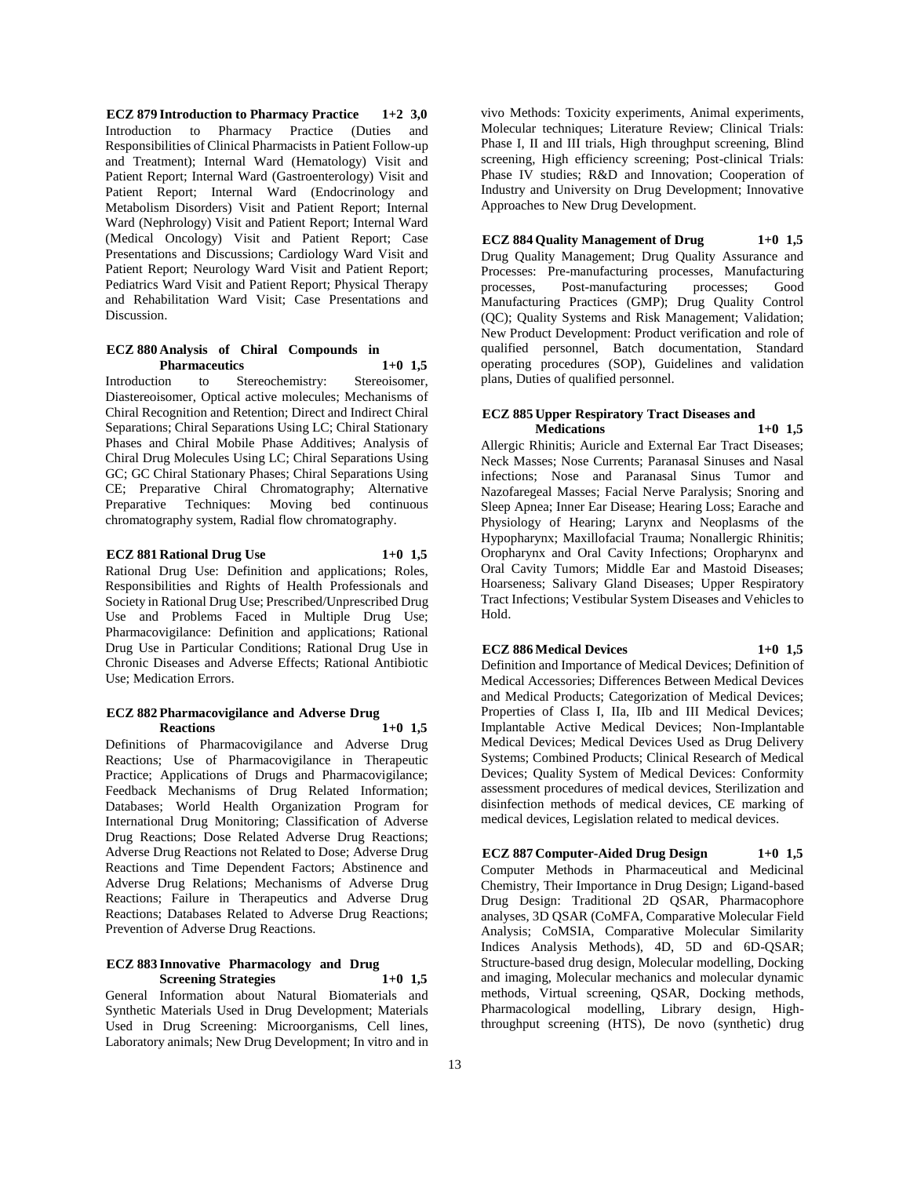**ECZ 879 Introduction to Pharmacy Practice 1+2 3,0**

Introduction to Pharmacy Practice (Duties and Responsibilities of Clinical Pharmacists in Patient Follow-up and Treatment); Internal Ward (Hematology) Visit and Patient Report; Internal Ward (Gastroenterology) Visit and Patient Report; Internal Ward (Endocrinology and Metabolism Disorders) Visit and Patient Report; Internal Ward (Nephrology) Visit and Patient Report; Internal Ward (Medical Oncology) Visit and Patient Report; Case Presentations and Discussions; Cardiology Ward Visit and Patient Report; Neurology Ward Visit and Patient Report; Pediatrics Ward Visit and Patient Report; Physical Therapy and Rehabilitation Ward Visit; Case Presentations and Discussion.

**ECZ 880 Analysis of Chiral Compounds in Pharmaceutics 1+0 1,5**

Introduction to Stereochemistry: Stereoisomer, Diastereoisomer, Optical active molecules; Mechanisms of Chiral Recognition and Retention; Direct and Indirect Chiral Separations; Chiral Separations Using LC; Chiral Stationary Phases and Chiral Mobile Phase Additives; Analysis of Chiral Drug Molecules Using LC; Chiral Separations Using GC; GC Chiral Stationary Phases; Chiral Separations Using CE; Preparative Chiral Chromatography; Alternative Preparative Techniques: Moving bed continuous chromatography system, Radial flow chromatography.

**ECZ 881 Rational Drug Use 1+0 1,5**

Rational Drug Use: Definition and applications; Roles, Responsibilities and Rights of Health Professionals and Society in Rational Drug Use; Prescribed/Unprescribed Drug Use and Problems Faced in Multiple Drug Use; Pharmacovigilance: Definition and applications; Rational Drug Use in Particular Conditions; Rational Drug Use in Chronic Diseases and Adverse Effects; Rational Antibiotic Use; Medication Errors.

**ECZ 882 Pharmacovigilance and Adverse Drug Reactions 1+0 1,5**

Definitions of Pharmacovigilance and Adverse Drug Reactions; Use of Pharmacovigilance in Therapeutic Practice; Applications of Drugs and Pharmacovigilance; Feedback Mechanisms of Drug Related Information; Databases; World Health Organization Program for International Drug Monitoring; Classification of Adverse Drug Reactions; Dose Related Adverse Drug Reactions; Adverse Drug Reactions not Related to Dose; Adverse Drug Reactions and Time Dependent Factors; Abstinence and Adverse Drug Relations; Mechanisms of Adverse Drug Reactions; Failure in Therapeutics and Adverse Drug Reactions; Databases Related to Adverse Drug Reactions; Prevention of Adverse Drug Reactions.

**ECZ 883 Innovative Pharmacology and Drug Screening Strategies 1+0 1,5**

General Information about Natural Biomaterials and Synthetic Materials Used in Drug Development; Materials Used in Drug Screening: Microorganisms, Cell lines, Laboratory animals; New Drug Development; In vitro and in vivo Methods: Toxicity experiments, Animal experiments, Molecular techniques; Literature Review; Clinical Trials: Phase I, II and III trials, High throughput screening, Blind screening, High efficiency screening; Post-clinical Trials: Phase IV studies; R&D and Innovation; Cooperation of Industry and University on Drug Development; Innovative Approaches to New Drug Development.

**ECZ 884 Quality Management of Drug 1+0 1,5**

Drug Quality Management; Drug Quality Assurance and Processes: Pre-manufacturing processes, Manufacturing processes, Post-manufacturing processes; Good Manufacturing Practices (GMP); Drug Quality Control (QC); Quality Systems and Risk Management; Validation; New Product Development: Product verification and role of qualified personnel, Batch documentation, Standard operating procedures (SOP), Guidelines and validation plans, Duties of qualified personnel.

**ECZ 885 Upper Respiratory Tract Diseases and Medications 1+0 1,5**

Allergic Rhinitis; Auricle and External Ear Tract Diseases; Neck Masses; Nose Currents; Paranasal Sinuses and Nasal infections; Nose and Paranasal Sinus Tumor and Nazofaregeal Masses; Facial Nerve Paralysis; Snoring and Sleep Apnea; Inner Ear Disease; Hearing Loss; Earache and Physiology of Hearing; Larynx and Neoplasms of the Hypopharynx; Maxillofacial Trauma; Nonallergic Rhinitis; Oropharynx and Oral Cavity Infections; Oropharynx and Oral Cavity Tumors; Middle Ear and Mastoid Diseases; Hoarseness; Salivary Gland Diseases; Upper Respiratory Tract Infections; Vestibular System Diseases and Vehicles to Hold.

**ECZ 886 Medical Devices 1+0 1,5**

Definition and Importance of Medical Devices; Definition of Medical Accessories; Differences Between Medical Devices and Medical Products; Categorization of Medical Devices; Properties of Class I, IIa, IIb and III Medical Devices; Implantable Active Medical Devices; Non-Implantable Medical Devices; Medical Devices Used as Drug Delivery Systems; Combined Products; Clinical Research of Medical Devices; Quality System of Medical Devices: Conformity assessment procedures of medical devices, Sterilization and disinfection methods of medical devices, CE marking of medical devices, Legislation related to medical devices.

**ECZ 887 Computer-Aided Drug Design 1+0 1,5**

Computer Methods in Pharmaceutical and Medicinal Chemistry, Their Importance in Drug Design; Ligand-based Drug Design: Traditional 2D QSAR, Pharmacophore analyses, 3D QSAR (CoMFA, Comparative Molecular Field Analysis; CoMSIA, Comparative Molecular Similarity Indices Analysis Methods), 4D, 5D and 6D-QSAR; Structure-based drug design, Molecular modelling, Docking and imaging, Molecular mechanics and molecular dynamic methods, Virtual screening, QSAR, Docking methods, Pharmacological modelling, Library design, High-throughput screening (HTS), De novo (synthetic) drug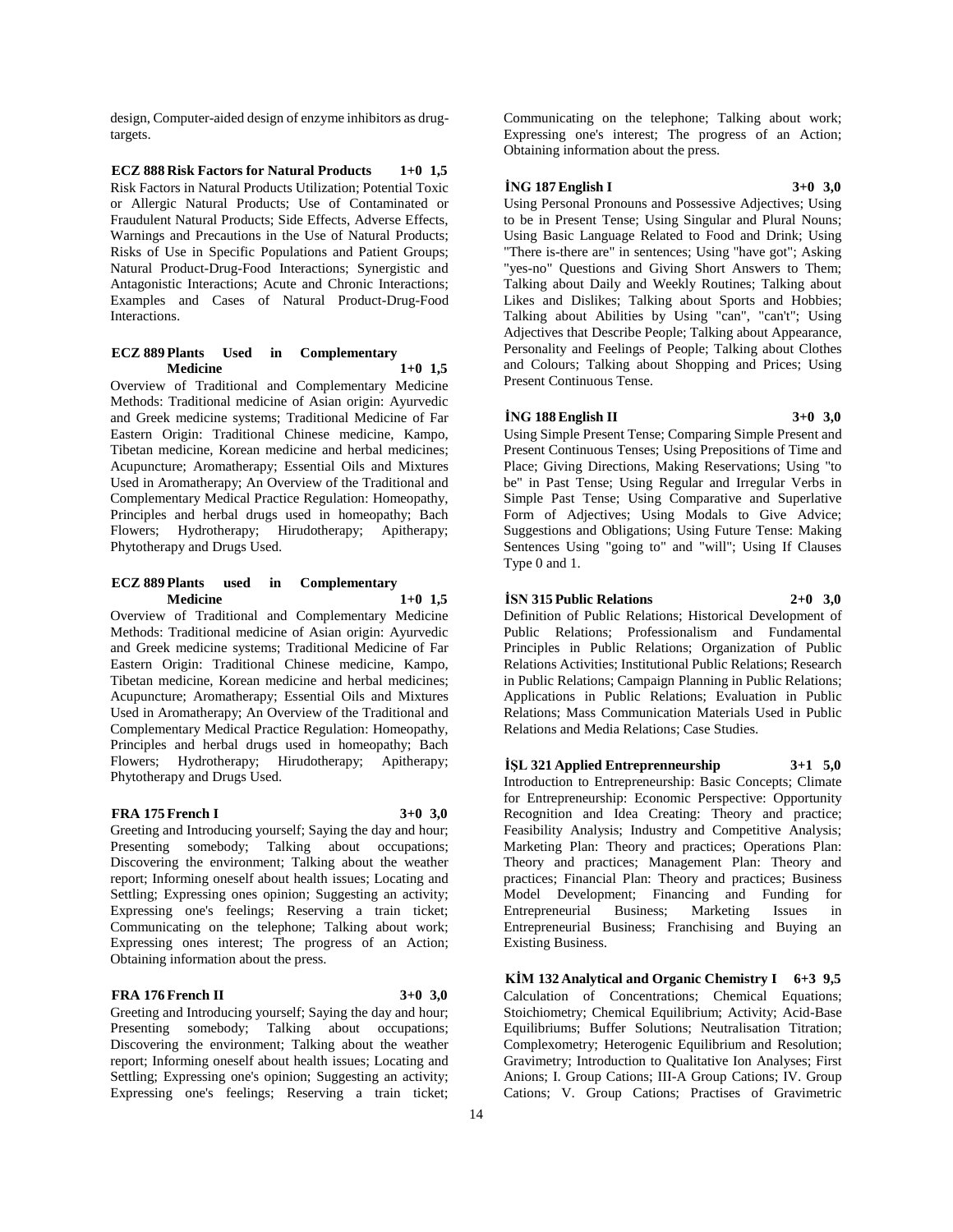design, Computer-aided design of enzyme inhibitors as drug-targets.

**ECZ 888 Risk Factors for Natural Products 1+0 1,5**

Risk Factors in Natural Products Utilization; Potential Toxic or Allergic Natural Products; Use of Contaminated or Fraudulent Natural Products; Side Effects, Adverse Effects, Warnings and Precautions in the Use of Natural Products; Risks of Use in Specific Populations and Patient Groups; Natural Product-Drug-Food Interactions; Synergistic and Antagonistic Interactions; Acute and Chronic Interactions; Examples and Cases of Natural Product-Drug-Food Interactions.

**ECZ 889 Plants Used in Complementary Medicine 1+0 1,5**

Overview of Traditional and Complementary Medicine Methods: Traditional medicine of Asian origin: Ayurvedic and Greek medicine systems; Traditional Medicine of Far Eastern Origin: Traditional Chinese medicine, Kampo, Tibetan medicine, Korean medicine and herbal medicines; Acupuncture; Aromatherapy; Essential Oils and Mixtures Used in Aromatherapy; An Overview of the Traditional and Complementary Medical Practice Regulation: Homeopathy, Principles and herbal drugs used in homeopathy; Bach Flowers; Hydrotherapy; Hirudotherapy; Apitherapy; Phytotherapy and Drugs Used.

**ECZ 889 Plants used in Complementary Medicine 1+0 1,5**

Overview of Traditional and Complementary Medicine Methods: Traditional medicine of Asian origin: Ayurvedic and Greek medicine systems; Traditional Medicine of Far Eastern Origin: Traditional Chinese medicine, Kampo, Tibetan medicine, Korean medicine and herbal medicines; Acupuncture; Aromatherapy; Essential Oils and Mixtures Used in Aromatherapy; An Overview of the Traditional and Complementary Medical Practice Regulation: Homeopathy, Principles and herbal drugs used in homeopathy; Bach Flowers; Hydrotherapy; Hirudotherapy; Apitherapy; Phytotherapy and Drugs Used.

**FRA 175 French I 3+0 3,0**

Greeting and Introducing yourself; Saying the day and hour; Presenting somebody; Talking about occupations; Discovering the environment; Talking about the weather report; Informing oneself about health issues; Locating and Settling; Expressing ones opinion; Suggesting an activity; Expressing one's feelings; Reserving a train ticket; Communicating on the telephone; Talking about work; Expressing ones interest; The progress of an Action; Obtaining information about the press.

**FRA 176 French II 3+0 3,0**

Greeting and Introducing yourself; Saying the day and hour; Presenting somebody; Talking about occupations; Discovering the environment; Talking about the weather report; Informing oneself about health issues; Locating and Settling; Expressing one's opinion; Suggesting an activity; Expressing one's feelings; Reserving a train ticket; Communicating on the telephone; Talking about work; Expressing one's interest; The progress of an Action; Obtaining information about the press.

**İNG 187 English I 3+0 3,0**

Using Personal Pronouns and Possessive Adjectives; Using to be in Present Tense; Using Singular and Plural Nouns; Using Basic Language Related to Food and Drink; Using "There is-there are" in sentences; Using "have got"; Asking "yes-no" Questions and Giving Short Answers to Them; Talking about Daily and Weekly Routines; Talking about Likes and Dislikes; Talking about Sports and Hobbies; Talking about Abilities by Using "can", "can't"; Using Adjectives that Describe People; Talking about Appearance, Personality and Feelings of People; Talking about Clothes and Colours; Talking about Shopping and Prices; Using Present Continuous Tense.

**İNG 188 English II 3+0 3,0**

Using Simple Present Tense; Comparing Simple Present and Present Continuous Tenses; Using Prepositions of Time and Place; Giving Directions, Making Reservations; Using "to be" in Past Tense; Using Regular and Irregular Verbs in Simple Past Tense; Using Comparative and Superlative Form of Adjectives; Using Modals to Give Advice; Suggestions and Obligations; Using Future Tense: Making Sentences Using "going to" and "will"; Using If Clauses Type 0 and 1.

**İSN 315 Public Relations 2+0 3,0**

Definition of Public Relations; Historical Development of Public Relations; Professionalism and Fundamental Principles in Public Relations; Organization of Public Relations Activities; Institutional Public Relations; Research in Public Relations; Campaign Planning in Public Relations; Applications in Public Relations; Evaluation in Public Relations; Mass Communication Materials Used in Public Relations and Media Relations; Case Studies.

**İŞL 321 Applied Entreprenneurship 3+1 5,0**

Introduction to Entrepreneurship: Basic Concepts; Climate for Entrepreneurship: Economic Perspective: Opportunity Recognition and Idea Creating: Theory and practice; Feasibility Analysis; Industry and Competitive Analysis; Marketing Plan: Theory and practices; Operations Plan: Theory and practices; Management Plan: Theory and practices; Financial Plan: Theory and practices; Business Model Development; Financing and Funding for Entrepreneurial Business; Marketing Issues in Entrepreneurial Business; Franchising and Buying an Existing Business.

**KİM 132 Analytical and Organic Chemistry I 6+3 9,5**

Calculation of Concentrations; Chemical Equations; Stoichiometry; Chemical Equilibrium; Activity; Acid-Base Equilibriums; Buffer Solutions; Neutralisation Titration; Complexometry; Heterogenic Equilibrium and Resolution; Gravimetry; Introduction to Qualitative Ion Analyses; First Anions; I. Group Cations; III-A Group Cations; IV. Group Cations; V. Group Cations; Practises of Gravimetric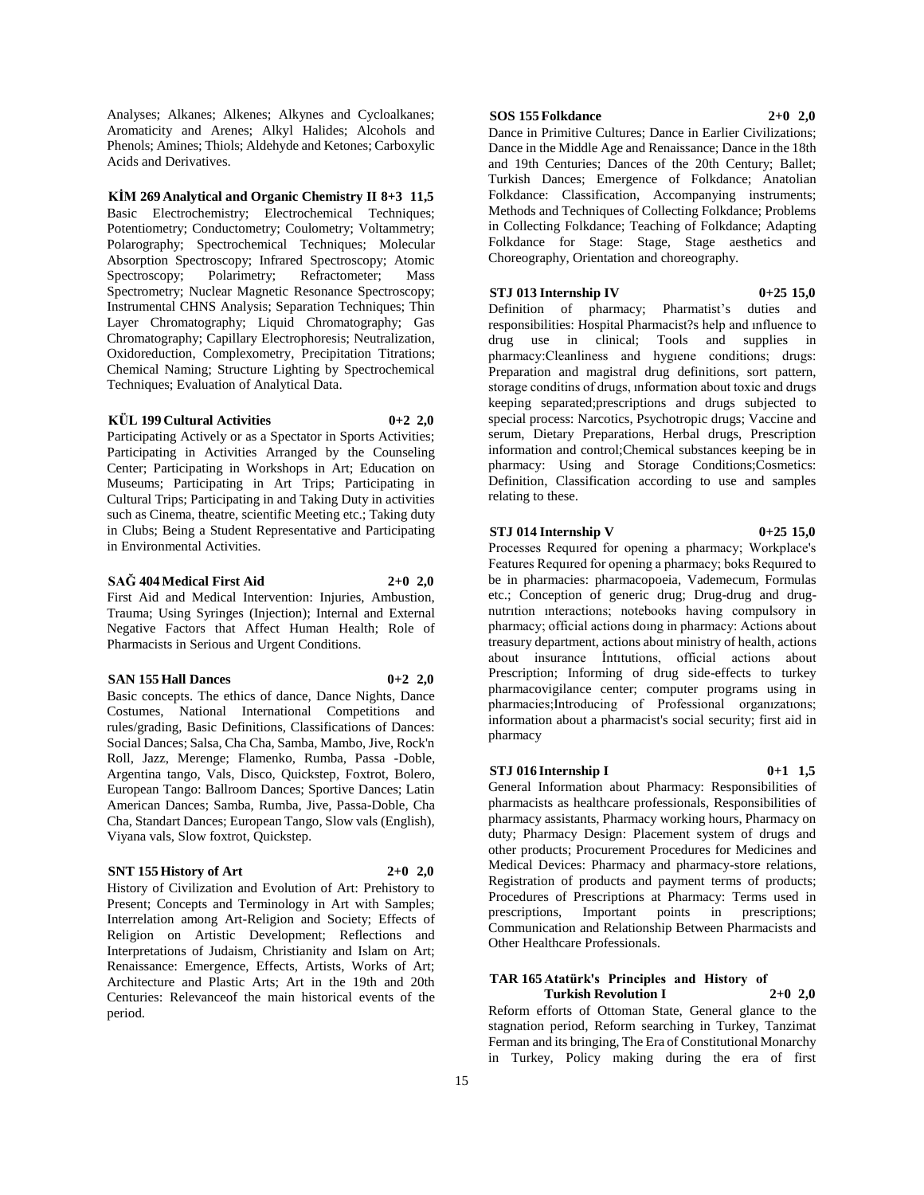Analyses; Alkanes; Alkenes; Alkynes and Cycloalkanes; Aromaticity and Arenes; Alkyl Halides; Alcohols and Phenols; Amines; Thiols; Aldehyde and Ketones; Carboxylic Acids and Derivatives.

**KİM 269 Analytical and Organic Chemistry II 8+3 11,5**

Basic Electrochemistry; Electrochemical Techniques; Potentiometry; Conductometry; Coulometry; Voltammetry; Polarography; Spectrochemical Techniques; Molecular Absorption Spectroscopy; Infrared Spectroscopy; Atomic Spectroscopy; Polarimetry; Refractometer; Mass Spectrometry; Nuclear Magnetic Resonance Spectroscopy; Instrumental CHNS Analysis; Separation Techniques; Thin Layer Chromatography; Liquid Chromatography; Gas Chromatography; Capillary Electrophoresis; Neutralization, Oxidoreduction, Complexometry, Precipitation Titrations; Chemical Naming; Structure Lighting by Spectrochemical Techniques; Evaluation of Analytical Data.

**KÜL 199 Cultural Activities 0+2 2,0**

Participating Actively or as a Spectator in Sports Activities; Participating in Activities Arranged by the Counseling Center; Participating in Workshops in Art; Education on Museums; Participating in Art Trips; Participating in Cultural Trips; Participating in and Taking Duty in activities such as Cinema, theatre, scientific Meeting etc.; Taking duty in Clubs; Being a Student Representative and Participating in Environmental Activities.

**SAĞ 404 Medical First Aid 2+0 2,0**

First Aid and Medical Intervention: Injuries, Ambustion, Trauma; Using Syringes (Injection); Internal and External Negative Factors that Affect Human Health; Role of Pharmacists in Serious and Urgent Conditions.

**SAN 155 Hall Dances 0+2 2,0**

Basic concepts. The ethics of dance, Dance Nights, Dance Costumes, National International Competitions and rules/grading, Basic Definitions, Classifications of Dances: Social Dances; Salsa, Cha Cha, Samba, Mambo, Jive, Rock'n Roll, Jazz, Merenge; Flamenko, Rumba, Passa -Doble, Argentina tango, Vals, Disco, Quickstep, Foxtrot, Bolero, European Tango: Ballroom Dances; Sportive Dances; Latin American Dances; Samba, Rumba, Jive, Passa-Doble, Cha Cha, Standart Dances; European Tango, Slow vals (English), Viyana vals, Slow foxtrot, Quickstep.

**SNT 155 History of Art 2+0 2,0**

History of Civilization and Evolution of Art: Prehistory to Present; Concepts and Terminology in Art with Samples; Interrelation among Art-Religion and Society; Effects of Religion on Artistic Development; Reflections and Interpretations of Judaism, Christianity and Islam on Art; Renaissance: Emergence, Effects, Artists, Works of Art; Architecture and Plastic Arts; Art in the 19th and 20th Centuries: Relevanceof the main historical events of the period.

**SOS 155 Folkdance 2+0 2,0**

Dance in Primitive Cultures; Dance in Earlier Civilizations; Dance in the Middle Age and Renaissance; Dance in the 18th and 19th Centuries; Dances of the 20th Century; Ballet; Turkish Dances; Emergence of Folkdance; Anatolian Folkdance: Classification, Accompanying instruments; Methods and Techniques of Collecting Folkdance; Problems in Collecting Folkdance; Teaching of Folkdance; Adapting Folkdance for Stage: Stage, Stage aesthetics and Choreography, Orientation and choreography.

**STJ 013 Internship IV 0+25 15,0**

Definition of pharmacy; Pharmatist's duties and responsibilities: Hospital Pharmacist?s help and ınfluence to drug use in clinical; Tools and supplies in pharmacy:Cleanliness and hygıene conditions; drugs: Preparation and magistral drug definitions, sort pattern, storage conditins of drugs, ınformation about toxic and drugs keeping separated;prescriptions and drugs subjected to special process: Narcotics, Psychotropic drugs; Vaccine and serum, Dietary Preparations, Herbal drugs, Prescription information and control;Chemical substances keeping be in pharmacy: Using and Storage Conditions;Cosmetics: Definition, Classification according to use and samples relating to these.

**STJ 014 Internship V 0+25 15,0**

Processes Requıred for opening a pharmacy; Workplace's Features Requıred for opening a pharmacy; boks Requıred to be in pharmacies: pharmacopoeia, Vademecum, Formulas etc.; Conception of generic drug; Drug-drug and drug-nutrıtion ınteractions; notebooks having compulsory in pharmacy; official actions doıng in pharmacy: Actions about treasury department, actions about ministry of health, actions about insurance İntıtutions, official actions about Prescription; Informing of drug side-effects to turkey pharmacovigilance center; computer programs using in pharmacies;Introducing of Professional organızatıons; information about a pharmacist's social security; first aid in pharmacy

**STJ 016 Internship I 0+1 1,5**

General Information about Pharmacy: Responsibilities of pharmacists as healthcare professionals, Responsibilities of pharmacy assistants, Pharmacy working hours, Pharmacy on duty; Pharmacy Design: Placement system of drugs and other products; Procurement Procedures for Medicines and Medical Devices: Pharmacy and pharmacy-store relations, Registration of products and payment terms of products; Procedures of Prescriptions at Pharmacy: Terms used in prescriptions, Important points in prescriptions; Communication and Relationship Between Pharmacists and Other Healthcare Professionals.

**TAR 165 Atatürk's Principles and History of Turkish Revolution I 2+0 2,0**

Reform efforts of Ottoman State, General glance to the stagnation period, Reform searching in Turkey, Tanzimat Ferman and its bringing, The Era of Constitutional Monarchy in Turkey, Policy making during the era of first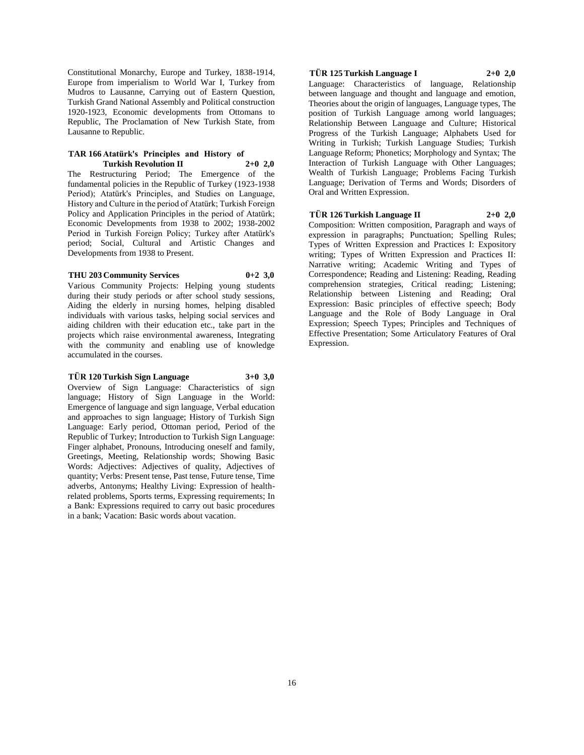Constitutional Monarchy, Europe and Turkey, 1838-1914, Europe from imperialism to World War I, Turkey from Mudros to Lausanne, Carrying out of Eastern Question, Turkish Grand National Assembly and Political construction 1920-1923, Economic developments from Ottomans to Republic, The Proclamation of New Turkish State, from Lausanne to Republic.

**TAR 166 Atatürk's Principles and History of Turkish Revolution II 2+0 2,0**

The Restructuring Period; The Emergence of the fundamental policies in the Republic of Turkey (1923-1938 Period); Atatürk's Principles, and Studies on Language, History and Culture in the period of Atatürk; Turkish Foreign Policy and Application Principles in the period of Atatürk; Economic Developments from 1938 to 2002; 1938-2002 Period in Turkish Foreign Policy; Turkey after Atatürk's period; Social, Cultural and Artistic Changes and Developments from 1938 to Present.

**THU 203 Community Services 0+2 3,0**

Various Community Projects: Helping young students during their study periods or after school study sessions, Aiding the elderly in nursing homes, helping disabled individuals with various tasks, helping social services and aiding children with their education etc., take part in the projects which raise environmental awareness, Integrating with the community and enabling use of knowledge accumulated in the courses.

**TÜR 120 Turkish Sign Language 3+0 3,0**

Overview of Sign Language: Characteristics of sign language; History of Sign Language in the World: Emergence of language and sign language, Verbal education and approaches to sign language; History of Turkish Sign Language: Early period, Ottoman period, Period of the Republic of Turkey; Introduction to Turkish Sign Language: Finger alphabet, Pronouns, Introducing oneself and family, Greetings, Meeting, Relationship words; Showing Basic Words: Adjectives: Adjectives of quality, Adjectives of quantity; Verbs: Present tense, Past tense, Future tense, Time adverbs, Antonyms; Healthy Living: Expression of health-related problems, Sports terms, Expressing requirements; In a Bank: Expressions required to carry out basic procedures in a bank; Vacation: Basic words about vacation.

**TÜR 125 Turkish Language I 2+0 2,0**

Language: Characteristics of language, Relationship between language and thought and language and emotion, Theories about the origin of languages, Language types, The position of Turkish Language among world languages; Relationship Between Language and Culture; Historical Progress of the Turkish Language; Alphabets Used for Writing in Turkish; Turkish Language Studies; Turkish Language Reform; Phonetics; Morphology and Syntax; The Interaction of Turkish Language with Other Languages; Wealth of Turkish Language; Problems Facing Turkish Language; Derivation of Terms and Words; Disorders of Oral and Written Expression.

**TÜR 126 Turkish Language II 2+0 2,0**

Composition: Written composition, Paragraph and ways of expression in paragraphs; Punctuation; Spelling Rules; Types of Written Expression and Practices I: Expository writing; Types of Written Expression and Practices II: Narrative writing; Academic Writing and Types of Correspondence; Reading and Listening: Reading, Reading comprehension strategies, Critical reading; Listening; Relationship between Listening and Reading; Oral Expression: Basic principles of effective speech; Body Language and the Role of Body Language in Oral Expression; Speech Types; Principles and Techniques of Effective Presentation; Some Articulatory Features of Oral Expression.